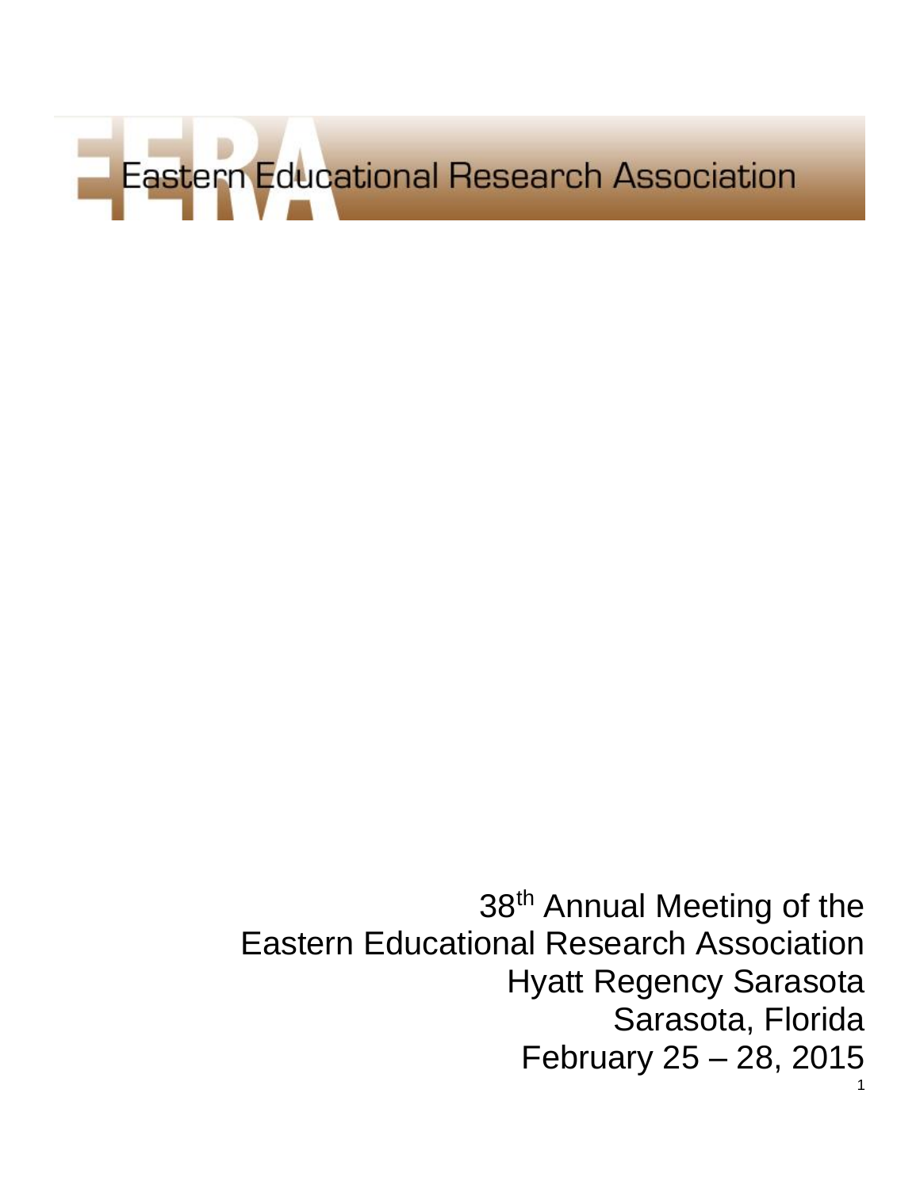Eastern Educational Research Association

38th Annual Meeting of the
Eastern Educational Research Association
Hyatt Regency Sarasota
Sarasota, Florida
February 25 – 28, 2015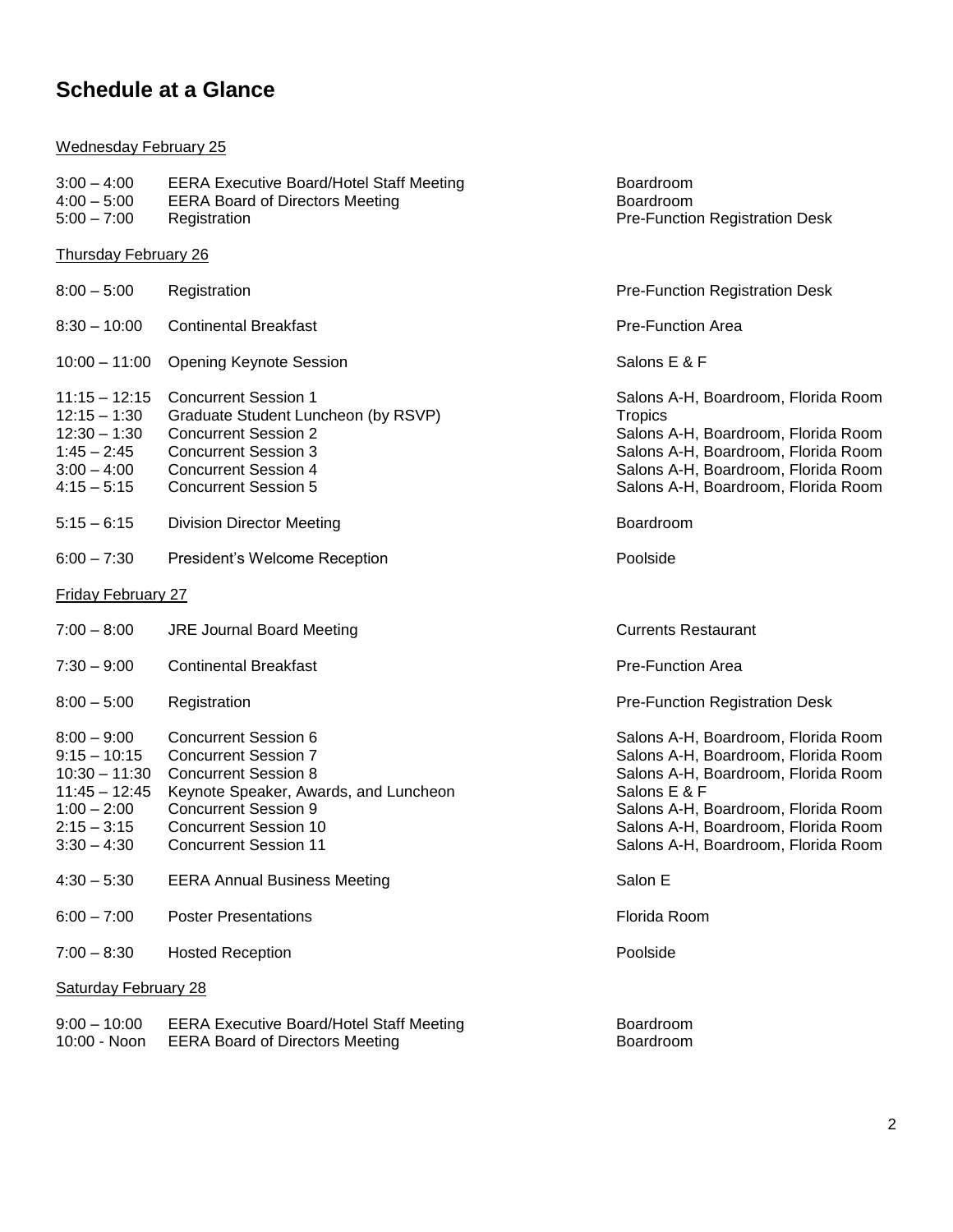# Schedule at a Glance

## Wednesday February 25

| | | |
|---|---|---|
| 3:00 – 4:00 | EERA Executive Board/Hotel Staff Meeting | Boardroom |
| 4:00 – 5:00 | EERA Board of Directors Meeting | Boardroom |
| 5:00 – 7:00 | Registration | Pre-Function Registration Desk |

## Thursday February 26

| | | |
|---|---|---|
| 8:00 – 5:00 | Registration | Pre-Function Registration Desk |
| 8:30 – 10:00 | Continental Breakfast | Pre-Function Area |
| 10:00 – 11:00 | Opening Keynote Session | Salons E & F |
| 11:15 – 12:15 | Concurrent Session 1 | Salons A-H, Boardroom, Florida Room |
| 12:15 – 1:30 | Graduate Student Luncheon (by RSVP) | Tropics |
| 12:30 – 1:30 | Concurrent Session 2 | Salons A-H, Boardroom, Florida Room |
| 1:45 – 2:45 | Concurrent Session 3 | Salons A-H, Boardroom, Florida Room |
| 3:00 – 4:00 | Concurrent Session 4 | Salons A-H, Boardroom, Florida Room |
| 4:15 – 5:15 | Concurrent Session 5 | Salons A-H, Boardroom, Florida Room |
| 5:15 – 6:15 | Division Director Meeting | Boardroom |
| 6:00 – 7:30 | President's Welcome Reception | Poolside |

## Friday February 27

| | | |
|---|---|---|
| 7:00 – 8:00 | JRE Journal Board Meeting | Currents Restaurant |
| 7:30 – 9:00 | Continental Breakfast | Pre-Function Area |
| 8:00 – 5:00 | Registration | Pre-Function Registration Desk |
| 8:00 – 9:00 | Concurrent Session 6 | Salons A-H, Boardroom, Florida Room |
| 9:15 – 10:15 | Concurrent Session 7 | Salons A-H, Boardroom, Florida Room |
| 10:30 – 11:30 | Concurrent Session 8 | Salons A-H, Boardroom, Florida Room |
| 11:45 – 12:45 | Keynote Speaker, Awards, and Luncheon | Salons E & F |
| 1:00 – 2:00 | Concurrent Session 9 | Salons A-H, Boardroom, Florida Room |
| 2:15 – 3:15 | Concurrent Session 10 | Salons A-H, Boardroom, Florida Room |
| 3:30 – 4:30 | Concurrent Session 11 | Salons A-H, Boardroom, Florida Room |
| 4:30 – 5:30 | EERA Annual Business Meeting | Salon E |
| 6:00 – 7:00 | Poster Presentations | Florida Room |
| 7:00 – 8:30 | Hosted Reception | Poolside |

## Saturday February 28

| | | |
|---|---|---|
| 9:00 – 10:00 | EERA Executive Board/Hotel Staff Meeting | Boardroom |
| 10:00 - Noon | EERA Board of Directors Meeting | Boardroom |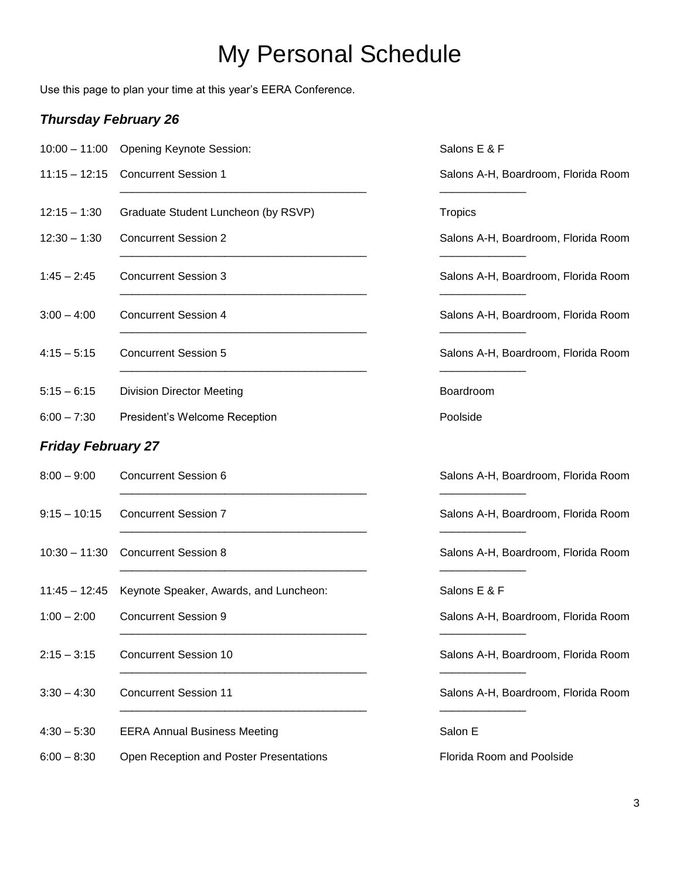# My Personal Schedule

Use this page to plan your time at this year's EERA Conference.

### *Thursday February 26*

| Time | Event | Location |
|---|---|---|
| 10:00 – 11:00 | Opening Keynote Session: | Salons E & F |
| 11:15 – 12:15 | Concurrent Session 1<br>________________________________________ | Salons A-H, Boardroom, Florida Room<br>______________ |
| 12:15 – 1:30 | Graduate Student Luncheon (by RSVP) | Tropics |
| 12:30 – 1:30 | Concurrent Session 2<br>________________________________________ | Salons A-H, Boardroom, Florida Room<br>______________ |
| 1:45 – 2:45 | Concurrent Session 3<br>________________________________________ | Salons A-H, Boardroom, Florida Room<br>______________ |
| 3:00 – 4:00 | Concurrent Session 4<br>________________________________________ | Salons A-H, Boardroom, Florida Room<br>______________ |
| 4:15 – 5:15 | Concurrent Session 5<br>________________________________________ | Salons A-H, Boardroom, Florida Room<br>______________ |
| 5:15 – 6:15 | Division Director Meeting | Boardroom |
| 6:00 – 7:30 | President's Welcome Reception | Poolside |

### *Friday February 27*

| Time | Event | Location |
|---|---|---|
| 8:00 – 9:00 | Concurrent Session 6<br>________________________________________ | Salons A-H, Boardroom, Florida Room<br>______________ |
| 9:15 – 10:15 | Concurrent Session 7<br>________________________________________ | Salons A-H, Boardroom, Florida Room<br>______________ |
| 10:30 – 11:30 | Concurrent Session 8<br>________________________________________ | Salons A-H, Boardroom, Florida Room<br>______________ |
| 11:45 – 12:45 | Keynote Speaker, Awards, and Luncheon: | Salons E & F |
| 1:00 – 2:00 | Concurrent Session 9<br>________________________________________ | Salons A-H, Boardroom, Florida Room<br>______________ |
| 2:15 – 3:15 | Concurrent Session 10<br>________________________________________ | Salons A-H, Boardroom, Florida Room<br>______________ |
| 3:30 – 4:30 | Concurrent Session 11<br>________________________________________ | Salons A-H, Boardroom, Florida Room<br>______________ |
| 4:30 – 5:30 | EERA Annual Business Meeting | Salon E |
| 6:00 – 8:30 | Open Reception and Poster Presentations | Florida Room and Poolside |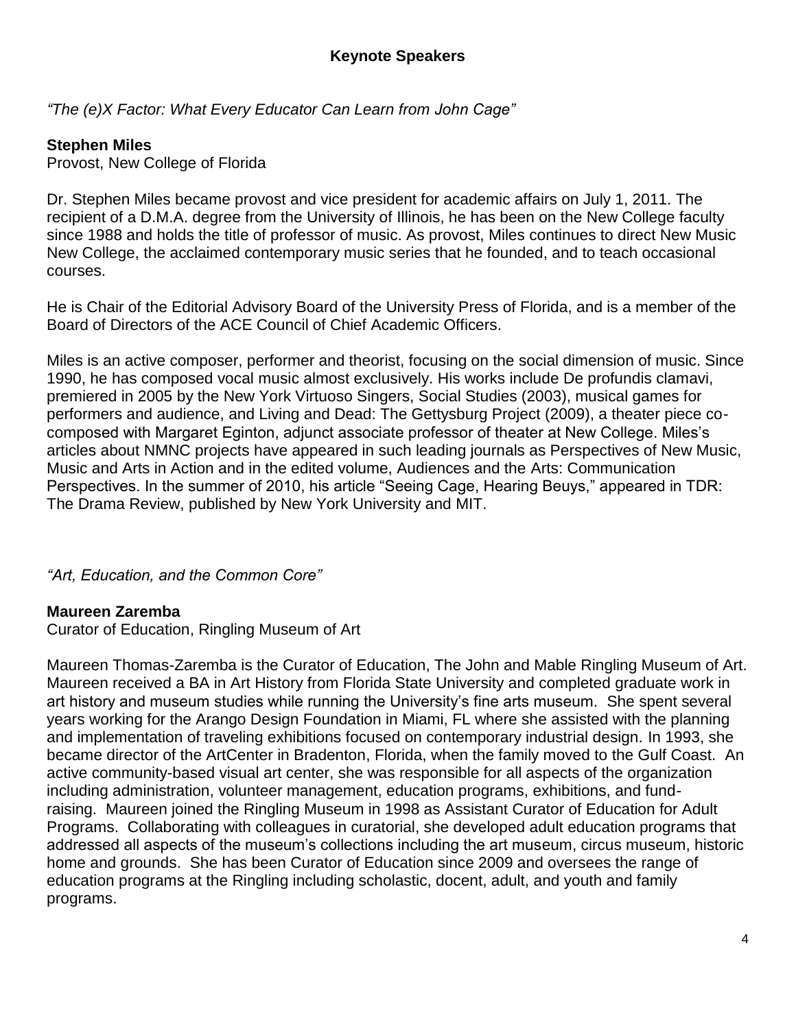## Keynote Speakers

*"The (e)X Factor: What Every Educator Can Learn from John Cage"*

**Stephen Miles**
Provost, New College of Florida

Dr. Stephen Miles became provost and vice president for academic affairs on July 1, 2011. The recipient of a D.M.A. degree from the University of Illinois, he has been on the New College faculty since 1988 and holds the title of professor of music. As provost, Miles continues to direct New Music New College, the acclaimed contemporary music series that he founded, and to teach occasional courses.

He is Chair of the Editorial Advisory Board of the University Press of Florida, and is a member of the Board of Directors of the ACE Council of Chief Academic Officers.

Miles is an active composer, performer and theorist, focusing on the social dimension of music. Since 1990, he has composed vocal music almost exclusively. His works include De profundis clamavi, premiered in 2005 by the New York Virtuoso Singers, Social Studies (2003), musical games for performers and audience, and Living and Dead: The Gettysburg Project (2009), a theater piece co-composed with Margaret Eginton, adjunct associate professor of theater at New College. Miles's articles about NMNC projects have appeared in such leading journals as Perspectives of New Music, Music and Arts in Action and in the edited volume, Audiences and the Arts: Communication Perspectives. In the summer of 2010, his article "Seeing Cage, Hearing Beuys," appeared in TDR: The Drama Review, published by New York University and MIT.

*"Art, Education, and the Common Core"*

**Maureen Zaremba**
Curator of Education, Ringling Museum of Art

Maureen Thomas-Zaremba is the Curator of Education, The John and Mable Ringling Museum of Art. Maureen received a BA in Art History from Florida State University and completed graduate work in art history and museum studies while running the University's fine arts museum. She spent several years working for the Arango Design Foundation in Miami, FL where she assisted with the planning and implementation of traveling exhibitions focused on contemporary industrial design. In 1993, she became director of the ArtCenter in Bradenton, Florida, when the family moved to the Gulf Coast. An active community-based visual art center, she was responsible for all aspects of the organization including administration, volunteer management, education programs, exhibitions, and fund-raising. Maureen joined the Ringling Museum in 1998 as Assistant Curator of Education for Adult Programs. Collaborating with colleagues in curatorial, she developed adult education programs that addressed all aspects of the museum's collections including the art museum, circus museum, historic home and grounds. She has been Curator of Education since 2009 and oversees the range of education programs at the Ringling including scholastic, docent, adult, and youth and family programs.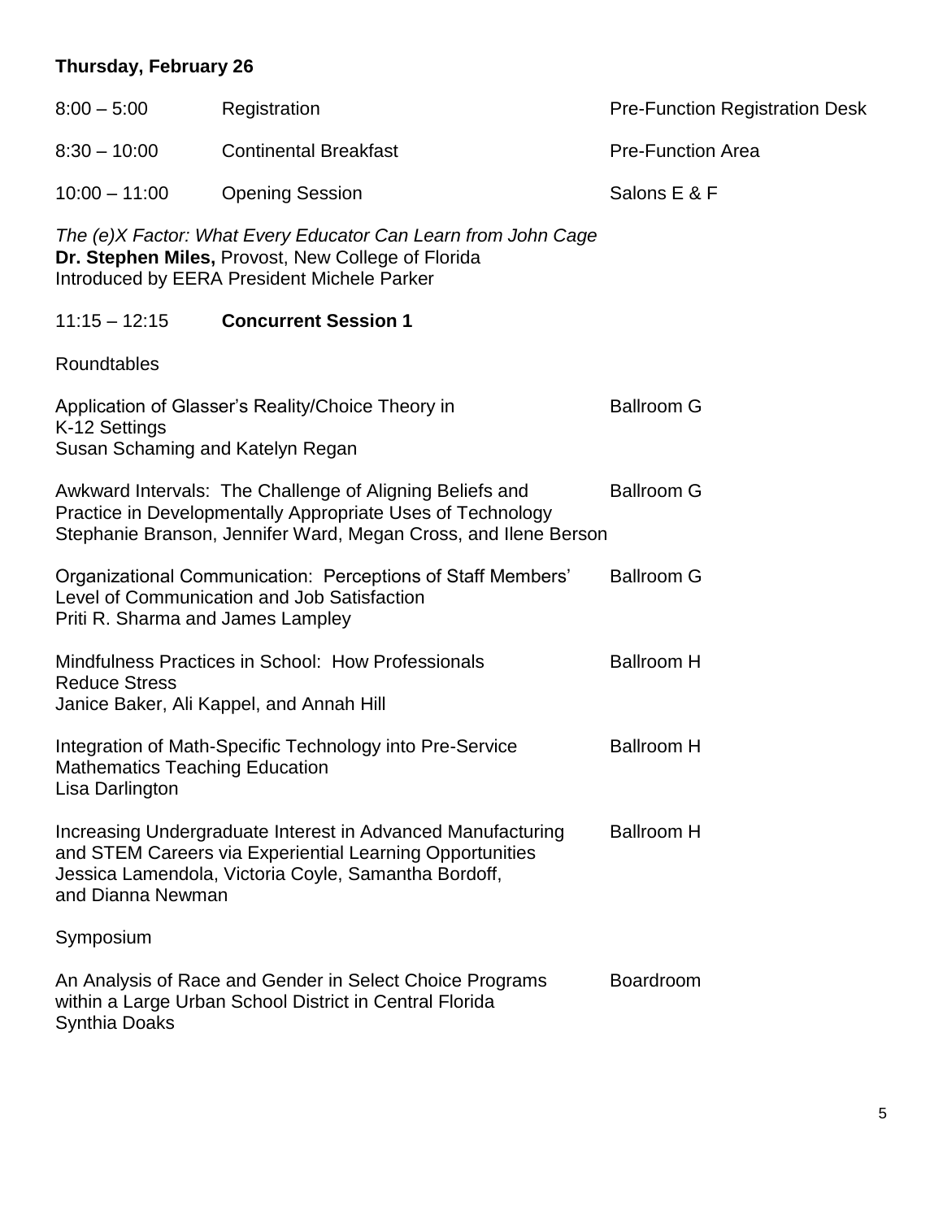**Thursday, February 26**

| | | |
|---|---|---|
| 8:00 – 5:00 | Registration | Pre-Function Registration Desk |
| 8:30 – 10:00 | Continental Breakfast | Pre-Function Area |
| 10:00 – 11:00 | Opening Session | Salons E & F |

*The (e)X Factor: What Every Educator Can Learn from John Cage*
**Dr. Stephen Miles,** Provost, New College of Florida
Introduced by EERA President Michele Parker

11:15 – 12:15 **Concurrent Session 1**

Roundtables

| | |
|---|---|
| Application of Glasser's Reality/Choice Theory in K-12 Settings<br>Susan Schaming and Katelyn Regan | Ballroom G |
| Awkward Intervals: The Challenge of Aligning Beliefs and Practice in Developmentally Appropriate Uses of Technology<br>Stephanie Branson, Jennifer Ward, Megan Cross, and Ilene Berson | Ballroom G |
| Organizational Communication: Perceptions of Staff Members' Level of Communication and Job Satisfaction<br>Priti R. Sharma and James Lampley | Ballroom G |
| Mindfulness Practices in School: How Professionals Reduce Stress<br>Janice Baker, Ali Kappel, and Annah Hill | Ballroom H |
| Integration of Math-Specific Technology into Pre-Service Mathematics Teaching Education<br>Lisa Darlington | Ballroom H |
| Increasing Undergraduate Interest in Advanced Manufacturing and STEM Careers via Experiential Learning Opportunities<br>Jessica Lamendola, Victoria Coyle, Samantha Bordoff, and Dianna Newman | Ballroom H |

Symposium

| | |
|---|---|
| An Analysis of Race and Gender in Select Choice Programs within a Large Urban School District in Central Florida<br>Synthia Doaks | Boardroom |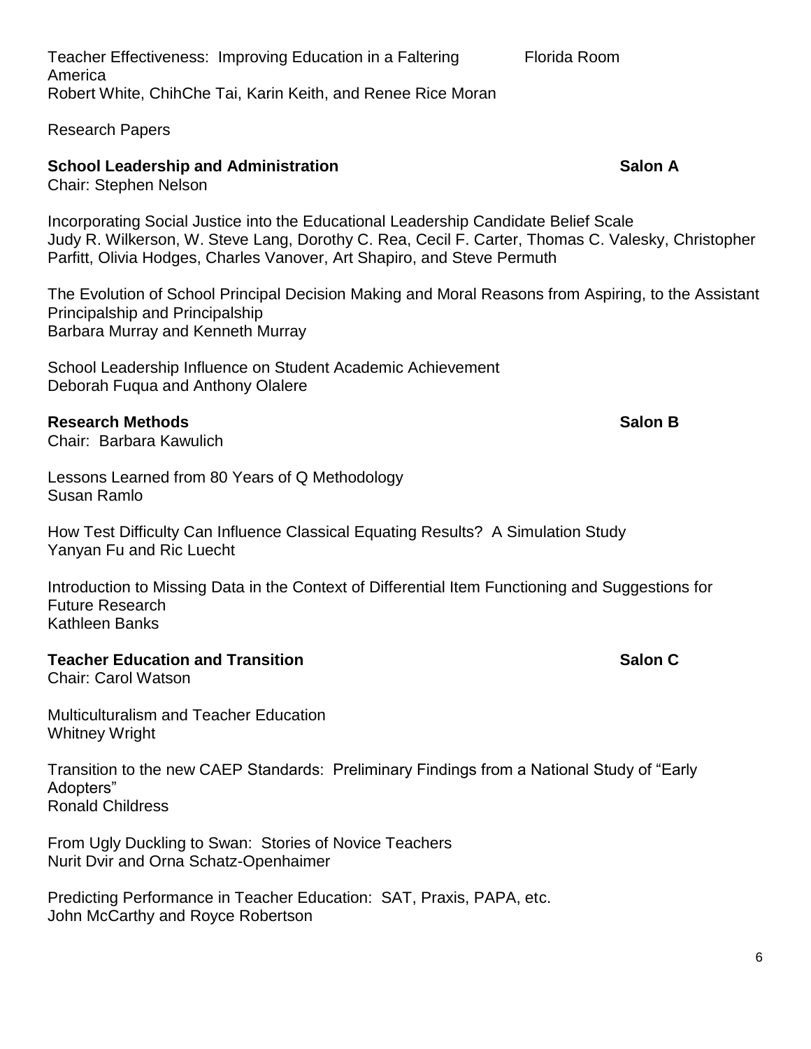Teacher Effectiveness: Improving Education in a Faltering America — Florida Room
Robert White, ChihChe Tai, Karin Keith, and Renee Rice Moran

Research Papers

**School Leadership and Administration** — **Salon A**
Chair: Stephen Nelson

Incorporating Social Justice into the Educational Leadership Candidate Belief Scale
Judy R. Wilkerson, W. Steve Lang, Dorothy C. Rea, Cecil F. Carter, Thomas C. Valesky, Christopher Parfitt, Olivia Hodges, Charles Vanover, Art Shapiro, and Steve Permuth

The Evolution of School Principal Decision Making and Moral Reasons from Aspiring, to the Assistant Principalship and Principalship
Barbara Murray and Kenneth Murray

School Leadership Influence on Student Academic Achievement
Deborah Fuqua and Anthony Olalere

**Research Methods** — **Salon B**
Chair: Barbara Kawulich

Lessons Learned from 80 Years of Q Methodology
Susan Ramlo

How Test Difficulty Can Influence Classical Equating Results? A Simulation Study
Yanyan Fu and Ric Luecht

Introduction to Missing Data in the Context of Differential Item Functioning and Suggestions for Future Research
Kathleen Banks

**Teacher Education and Transition** — **Salon C**
Chair: Carol Watson

Multiculturalism and Teacher Education
Whitney Wright

Transition to the new CAEP Standards: Preliminary Findings from a National Study of "Early Adopters"
Ronald Childress

From Ugly Duckling to Swan: Stories of Novice Teachers
Nurit Dvir and Orna Schatz-Openhaimer

Predicting Performance in Teacher Education: SAT, Praxis, PAPA, etc.
John McCarthy and Royce Robertson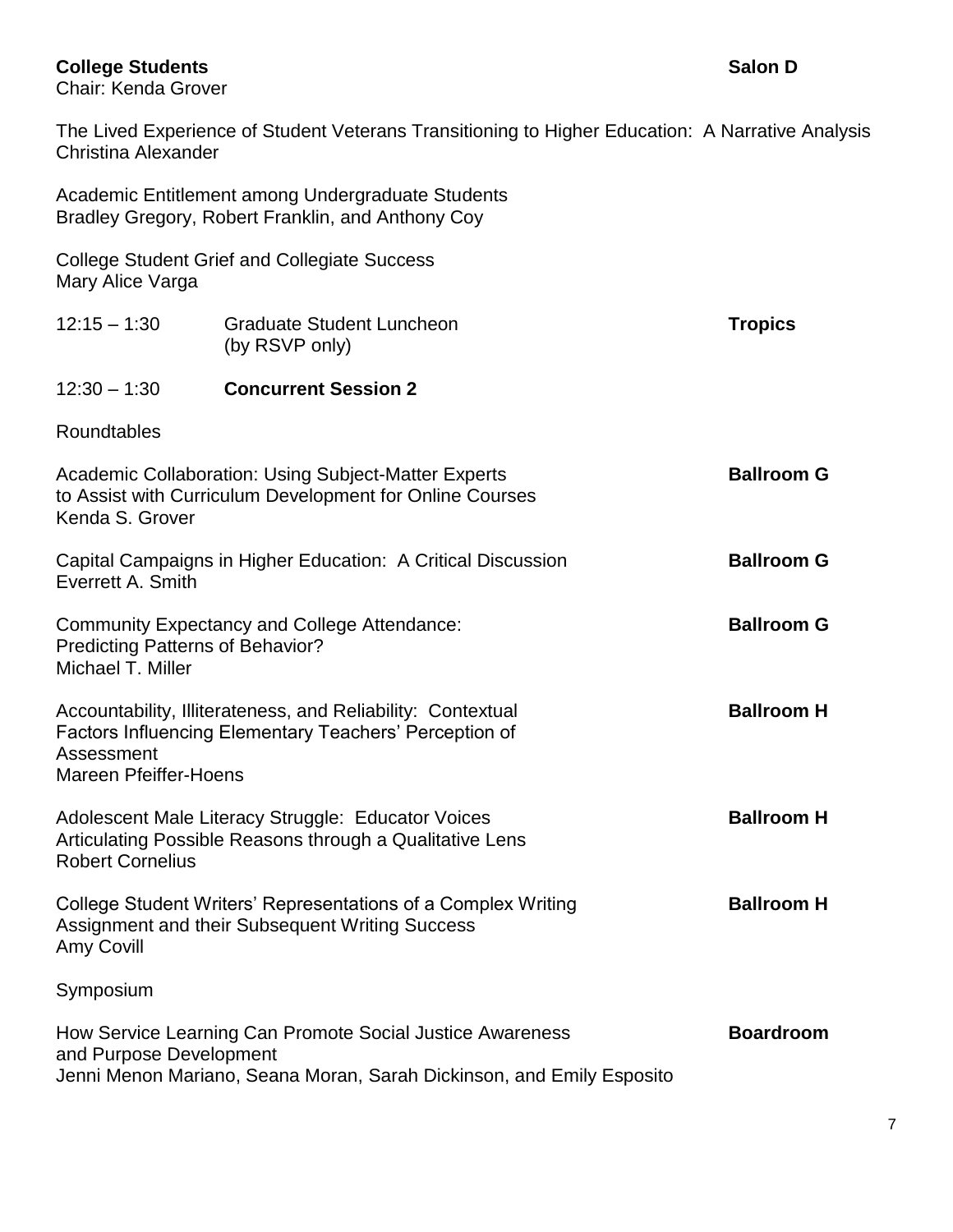**College Students** **Salon D**
Chair: Kenda Grover

The Lived Experience of Student Veterans Transitioning to Higher Education: A Narrative Analysis
Christina Alexander

Academic Entitlement among Undergraduate Students
Bradley Gregory, Robert Franklin, and Anthony Coy

College Student Grief and Collegiate Success
Mary Alice Varga

12:15 – 1:30 Graduate Student Luncheon (by RSVP only) **Tropics**

12:30 – 1:30 **Concurrent Session 2**

Roundtables

Academic Collaboration: Using Subject-Matter Experts to Assist with Curriculum Development for Online Courses **Ballroom G**
Kenda S. Grover

Capital Campaigns in Higher Education: A Critical Discussion **Ballroom G**
Everrett A. Smith

Community Expectancy and College Attendance: Predicting Patterns of Behavior? **Ballroom G**
Michael T. Miller

Accountability, Illiterateness, and Reliability: Contextual Factors Influencing Elementary Teachers' Perception of Assessment **Ballroom H**
Mareen Pfeiffer-Hoens

Adolescent Male Literacy Struggle: Educator Voices Articulating Possible Reasons through a Qualitative Lens **Ballroom H**
Robert Cornelius

College Student Writers' Representations of a Complex Writing Assignment and their Subsequent Writing Success **Ballroom H**
Amy Covill

Symposium

How Service Learning Can Promote Social Justice Awareness and Purpose Development **Boardroom**
Jenni Menon Mariano, Seana Moran, Sarah Dickinson, and Emily Esposito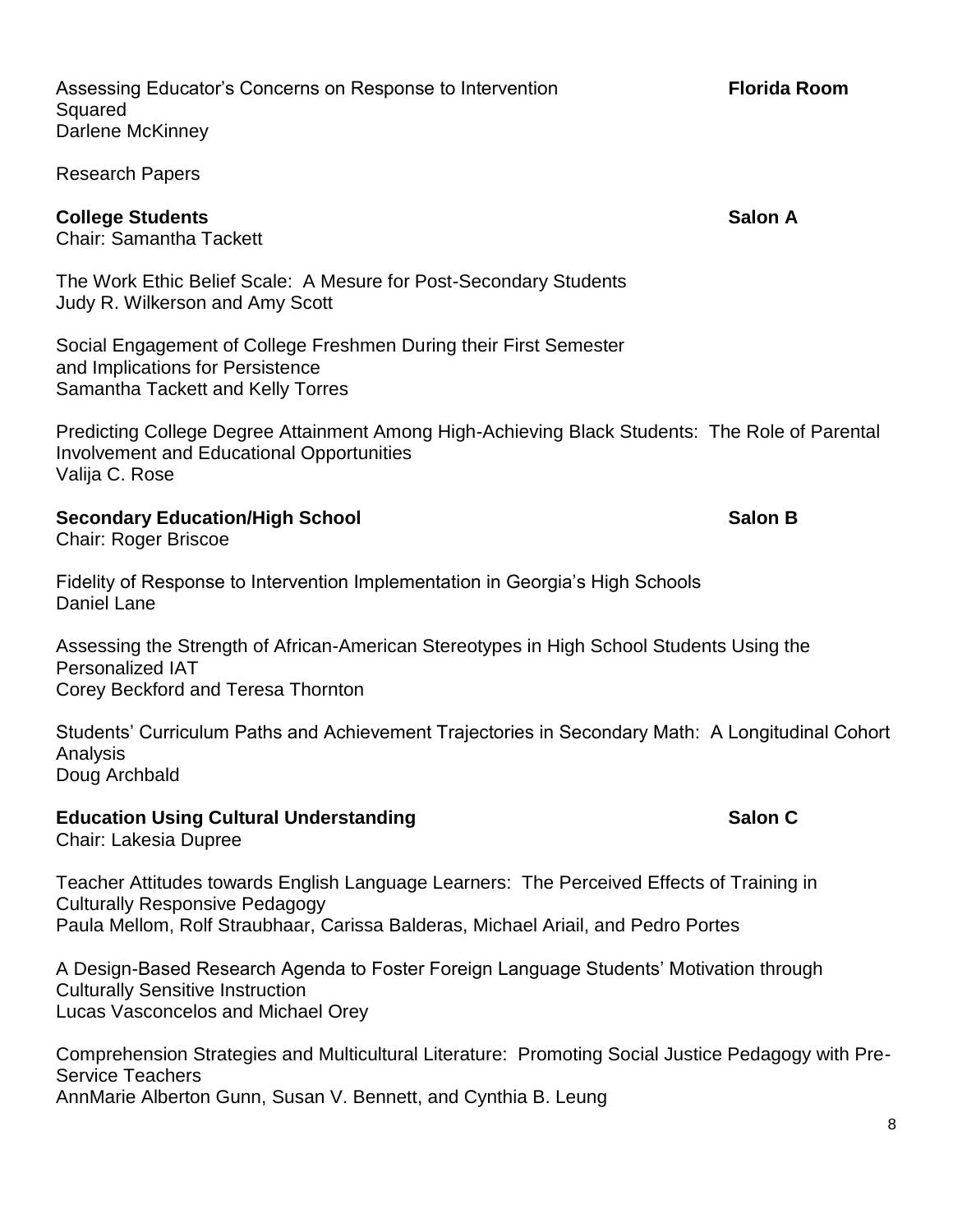Assessing Educator's Concerns on Response to Intervention Squared — **Florida Room**
Darlene McKinney

Research Papers

**College Students** — **Salon A**
Chair: Samantha Tackett

The Work Ethic Belief Scale: A Mesure for Post-Secondary Students
Judy R. Wilkerson and Amy Scott

Social Engagement of College Freshmen During their First Semester and Implications for Persistence
Samantha Tackett and Kelly Torres

Predicting College Degree Attainment Among High-Achieving Black Students: The Role of Parental Involvement and Educational Opportunities
Valija C. Rose

**Secondary Education/High School** — **Salon B**
Chair: Roger Briscoe

Fidelity of Response to Intervention Implementation in Georgia's High Schools
Daniel Lane

Assessing the Strength of African-American Stereotypes in High School Students Using the Personalized IAT
Corey Beckford and Teresa Thornton

Students' Curriculum Paths and Achievement Trajectories in Secondary Math: A Longitudinal Cohort Analysis
Doug Archbald

**Education Using Cultural Understanding** — **Salon C**
Chair: Lakesia Dupree

Teacher Attitudes towards English Language Learners: The Perceived Effects of Training in Culturally Responsive Pedagogy
Paula Mellom, Rolf Straubhaar, Carissa Balderas, Michael Ariail, and Pedro Portes

A Design-Based Research Agenda to Foster Foreign Language Students' Motivation through Culturally Sensitive Instruction
Lucas Vasconcelos and Michael Orey

Comprehension Strategies and Multicultural Literature: Promoting Social Justice Pedagogy with Pre-Service Teachers
AnnMarie Alberton Gunn, Susan V. Bennett, and Cynthia B. Leung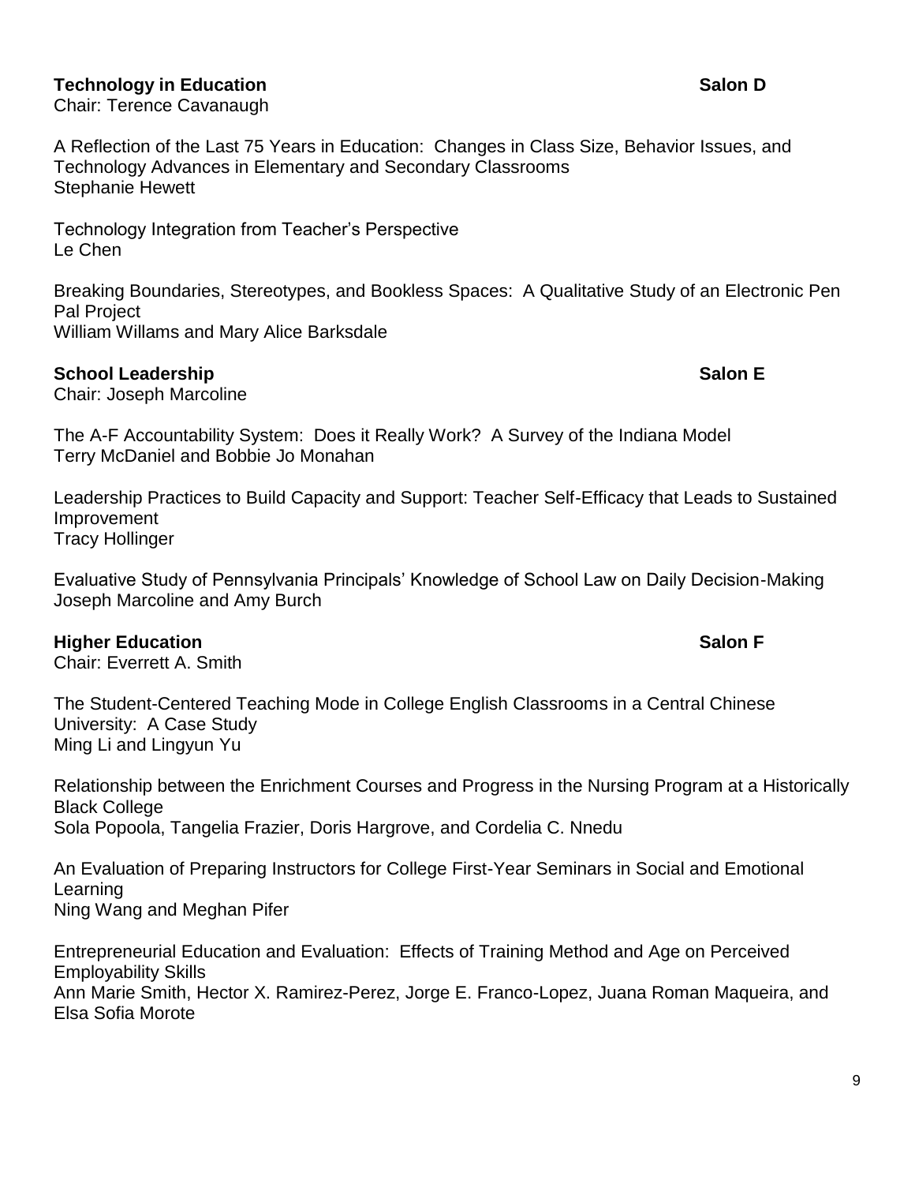**Technology in Education** **Salon D**

Chair: Terence Cavanaugh

A Reflection of the Last 75 Years in Education: Changes in Class Size, Behavior Issues, and Technology Advances in Elementary and Secondary Classrooms
Stephanie Hewett

Technology Integration from Teacher's Perspective
Le Chen

Breaking Boundaries, Stereotypes, and Bookless Spaces: A Qualitative Study of an Electronic Pen Pal Project
William Willams and Mary Alice Barksdale

**School Leadership** **Salon E**

Chair: Joseph Marcoline

The A-F Accountability System: Does it Really Work? A Survey of the Indiana Model
Terry McDaniel and Bobbie Jo Monahan

Leadership Practices to Build Capacity and Support: Teacher Self-Efficacy that Leads to Sustained Improvement
Tracy Hollinger

Evaluative Study of Pennsylvania Principals' Knowledge of School Law on Daily Decision-Making
Joseph Marcoline and Amy Burch

**Higher Education** **Salon F**

Chair: Everrett A. Smith

The Student-Centered Teaching Mode in College English Classrooms in a Central Chinese University: A Case Study
Ming Li and Lingyun Yu

Relationship between the Enrichment Courses and Progress in the Nursing Program at a Historically Black College
Sola Popoola, Tangelia Frazier, Doris Hargrove, and Cordelia C. Nnedu

An Evaluation of Preparing Instructors for College First-Year Seminars in Social and Emotional Learning
Ning Wang and Meghan Pifer

Entrepreneurial Education and Evaluation: Effects of Training Method and Age on Perceived Employability Skills
Ann Marie Smith, Hector X. Ramirez-Perez, Jorge E. Franco-Lopez, Juana Roman Maqueira, and Elsa Sofia Morote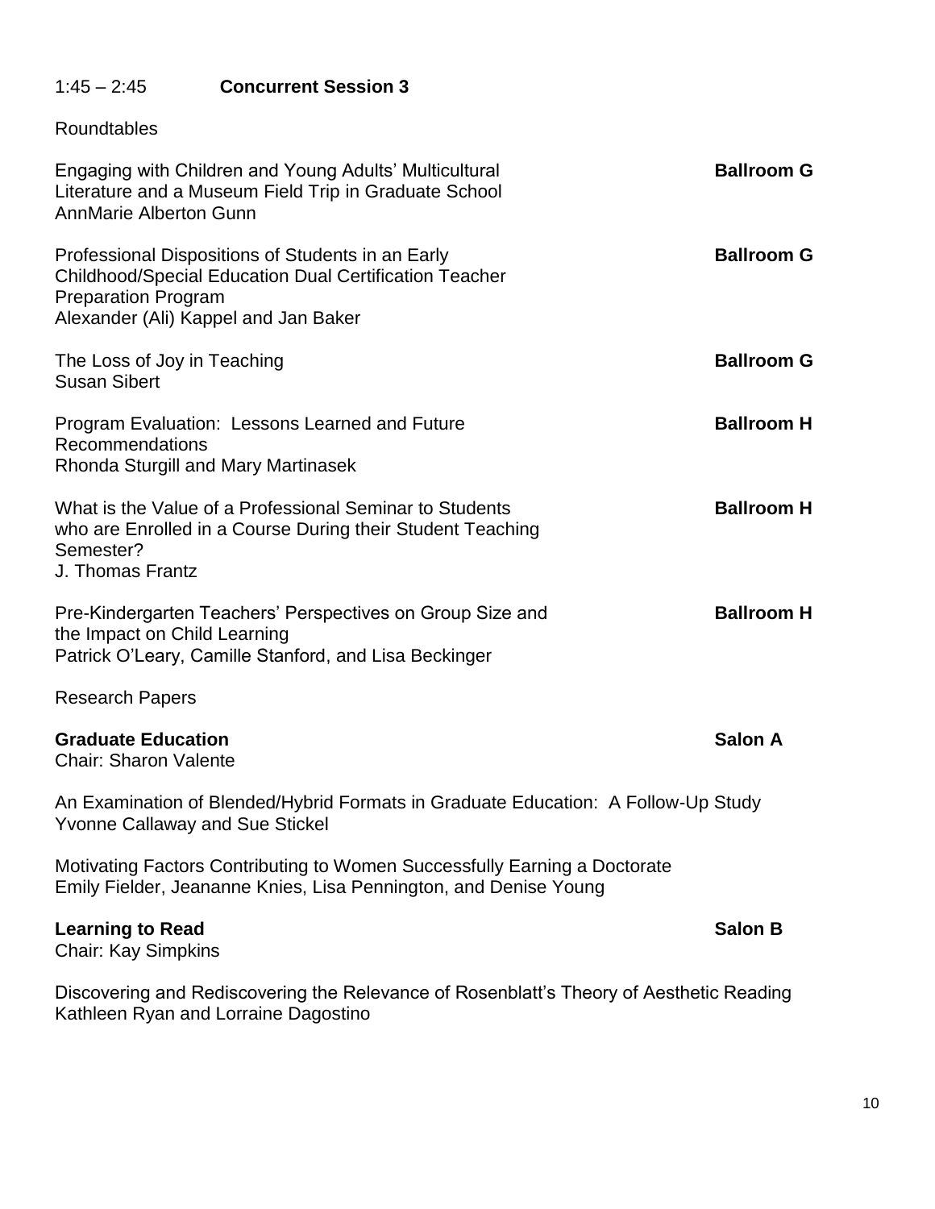1:45 – 2:45 **Concurrent Session 3**

Roundtables

Engaging with Children and Young Adults' Multicultural Literature and a Museum Field Trip in Graduate School **Ballroom G**
AnnMarie Alberton Gunn

Professional Dispositions of Students in an Early Childhood/Special Education Dual Certification Teacher Preparation Program **Ballroom G**
Alexander (Ali) Kappel and Jan Baker

The Loss of Joy in Teaching **Ballroom G**
Susan Sibert

Program Evaluation: Lessons Learned and Future Recommendations **Ballroom H**
Rhonda Sturgill and Mary Martinasek

What is the Value of a Professional Seminar to Students who are Enrolled in a Course During their Student Teaching Semester? **Ballroom H**
J. Thomas Frantz

Pre-Kindergarten Teachers' Perspectives on Group Size and the Impact on Child Learning **Ballroom H**
Patrick O'Leary, Camille Stanford, and Lisa Beckinger

Research Papers

**Graduate Education** **Salon A**
Chair: Sharon Valente

An Examination of Blended/Hybrid Formats in Graduate Education: A Follow-Up Study
Yvonne Callaway and Sue Stickel

Motivating Factors Contributing to Women Successfully Earning a Doctorate
Emily Fielder, Jeananne Knies, Lisa Pennington, and Denise Young

**Learning to Read** **Salon B**
Chair: Kay Simpkins

Discovering and Rediscovering the Relevance of Rosenblatt's Theory of Aesthetic Reading
Kathleen Ryan and Lorraine Dagostino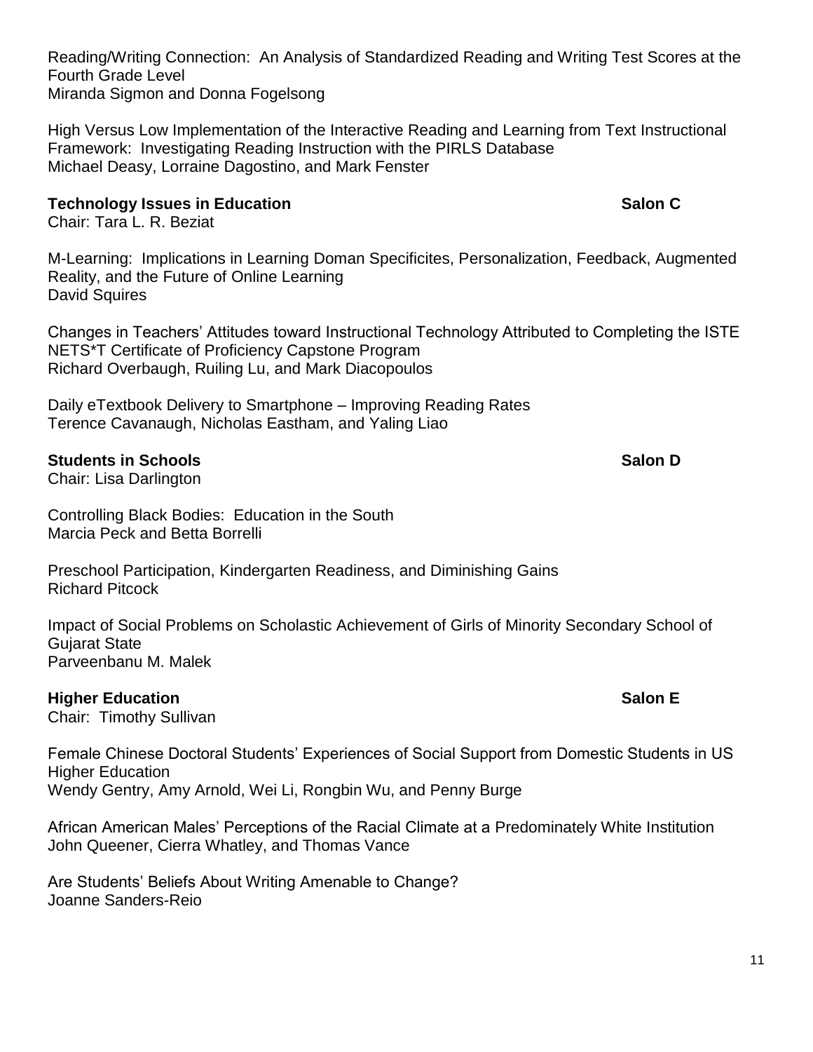Reading/Writing Connection: An Analysis of Standardized Reading and Writing Test Scores at the Fourth Grade Level
Miranda Sigmon and Donna Fogelsong

High Versus Low Implementation of the Interactive Reading and Learning from Text Instructional Framework: Investigating Reading Instruction with the PIRLS Database
Michael Deasy, Lorraine Dagostino, and Mark Fenster

**Technology Issues in Education** **Salon C**
Chair: Tara L. R. Beziat

M-Learning: Implications in Learning Doman Specificites, Personalization, Feedback, Augmented Reality, and the Future of Online Learning
David Squires

Changes in Teachers' Attitudes toward Instructional Technology Attributed to Completing the ISTE NETS*T Certificate of Proficiency Capstone Program
Richard Overbaugh, Ruiling Lu, and Mark Diacopoulos

Daily eTextbook Delivery to Smartphone – Improving Reading Rates
Terence Cavanaugh, Nicholas Eastham, and Yaling Liao

**Students in Schools** **Salon D**
Chair: Lisa Darlington

Controlling Black Bodies: Education in the South
Marcia Peck and Betta Borrelli

Preschool Participation, Kindergarten Readiness, and Diminishing Gains
Richard Pitcock

Impact of Social Problems on Scholastic Achievement of Girls of Minority Secondary School of Gujarat State
Parveenbanu M. Malek

**Higher Education** **Salon E**
Chair: Timothy Sullivan

Female Chinese Doctoral Students' Experiences of Social Support from Domestic Students in US Higher Education
Wendy Gentry, Amy Arnold, Wei Li, Rongbin Wu, and Penny Burge

African American Males' Perceptions of the Racial Climate at a Predominately White Institution
John Queener, Cierra Whatley, and Thomas Vance

Are Students' Beliefs About Writing Amenable to Change?
Joanne Sanders-Reio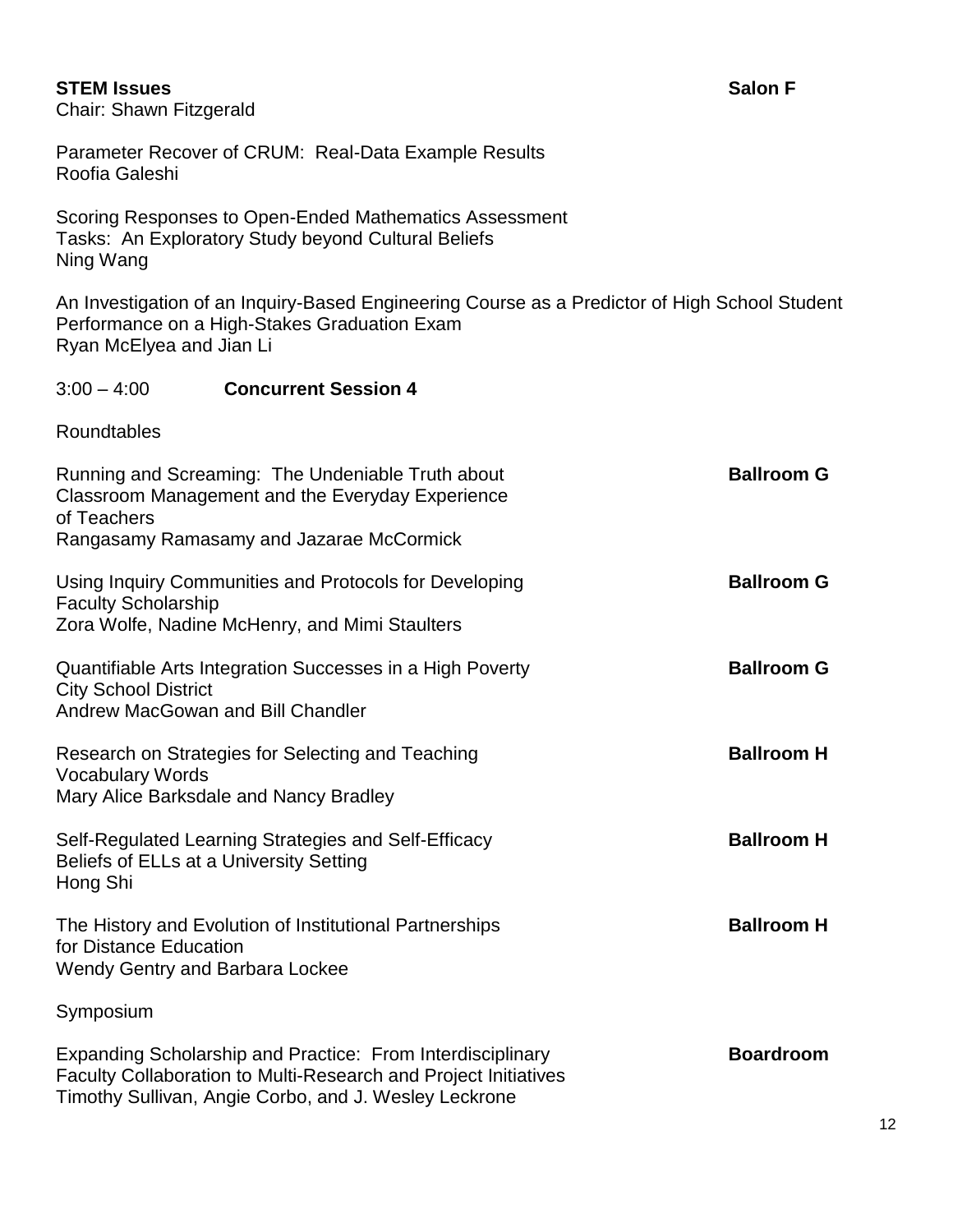**STEM Issues** **Salon F**
Chair: Shawn Fitzgerald

Parameter Recover of CRUM: Real-Data Example Results
Roofia Galeshi

Scoring Responses to Open-Ended Mathematics Assessment Tasks: An Exploratory Study beyond Cultural Beliefs
Ning Wang

An Investigation of an Inquiry-Based Engineering Course as a Predictor of High School Student Performance on a High-Stakes Graduation Exam
Ryan McElyea and Jian Li

3:00 – 4:00 **Concurrent Session 4**

Roundtables

Running and Screaming: The Undeniable Truth about Classroom Management and the Everyday Experience of Teachers **Ballroom G**
Rangasamy Ramasamy and Jazarae McCormick

Using Inquiry Communities and Protocols for Developing Faculty Scholarship **Ballroom G**
Zora Wolfe, Nadine McHenry, and Mimi Staulters

Quantifiable Arts Integration Successes in a High Poverty City School District **Ballroom G**
Andrew MacGowan and Bill Chandler

Research on Strategies for Selecting and Teaching Vocabulary Words **Ballroom H**
Mary Alice Barksdale and Nancy Bradley

Self-Regulated Learning Strategies and Self-Efficacy Beliefs of ELLs at a University Setting **Ballroom H**
Hong Shi

The History and Evolution of Institutional Partnerships for Distance Education **Ballroom H**
Wendy Gentry and Barbara Lockee

Symposium

Expanding Scholarship and Practice: From Interdisciplinary Faculty Collaboration to Multi-Research and Project Initiatives **Boardroom**
Timothy Sullivan, Angie Corbo, and J. Wesley Leckrone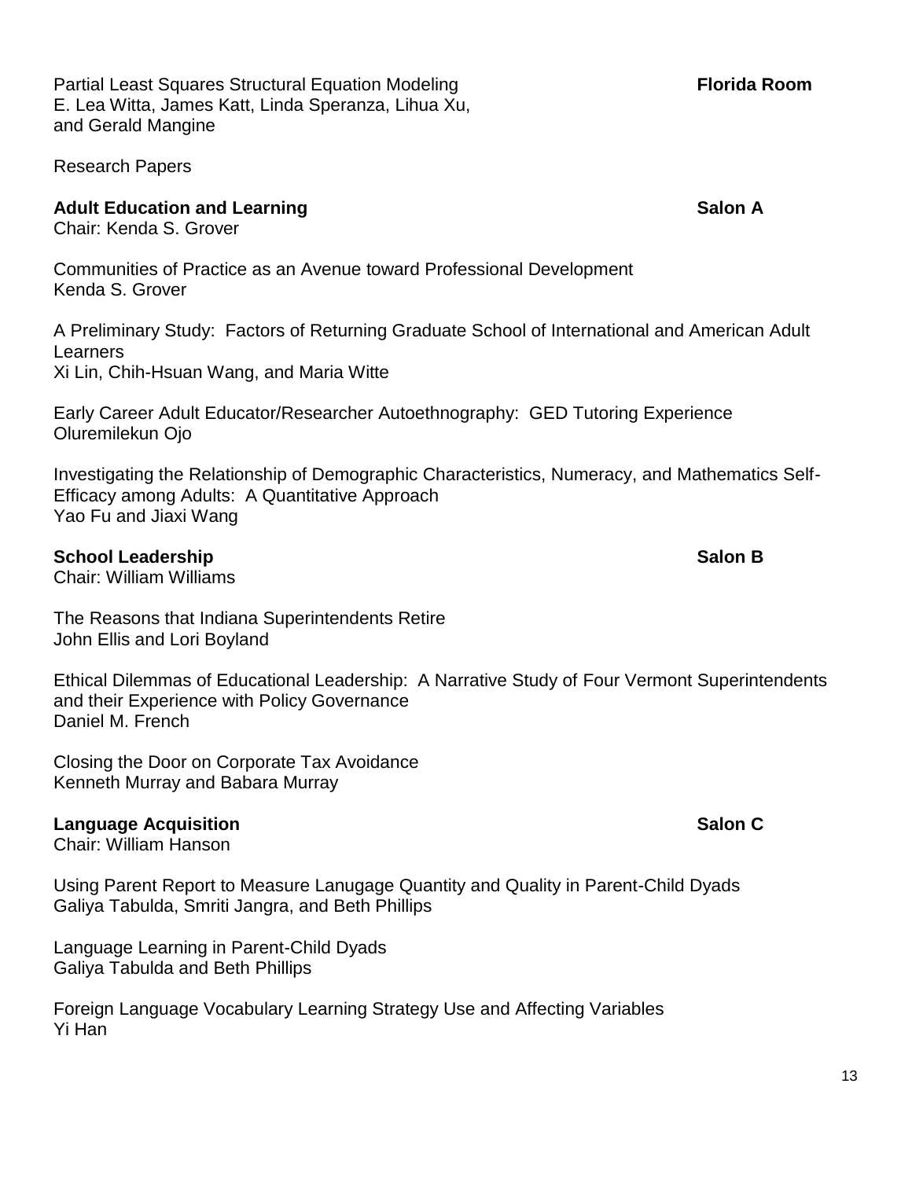Partial Least Squares Structural Equation Modeling **Florida Room**
E. Lea Witta, James Katt, Linda Speranza, Lihua Xu, and Gerald Mangine

Research Papers

**Adult Education and Learning** **Salon A**
Chair: Kenda S. Grover

Communities of Practice as an Avenue toward Professional Development
Kenda S. Grover

A Preliminary Study: Factors of Returning Graduate School of International and American Adult Learners
Xi Lin, Chih-Hsuan Wang, and Maria Witte

Early Career Adult Educator/Researcher Autoethnography: GED Tutoring Experience
Oluremilekun Ojo

Investigating the Relationship of Demographic Characteristics, Numeracy, and Mathematics Self-Efficacy among Adults: A Quantitative Approach
Yao Fu and Jiaxi Wang

**School Leadership** **Salon B**
Chair: William Williams

The Reasons that Indiana Superintendents Retire
John Ellis and Lori Boyland

Ethical Dilemmas of Educational Leadership: A Narrative Study of Four Vermont Superintendents and their Experience with Policy Governance
Daniel M. French

Closing the Door on Corporate Tax Avoidance
Kenneth Murray and Babara Murray

**Language Acquisition** **Salon C**
Chair: William Hanson

Using Parent Report to Measure Lanugage Quantity and Quality in Parent-Child Dyads
Galiya Tabulda, Smriti Jangra, and Beth Phillips

Language Learning in Parent-Child Dyads
Galiya Tabulda and Beth Phillips

Foreign Language Vocabulary Learning Strategy Use and Affecting Variables
Yi Han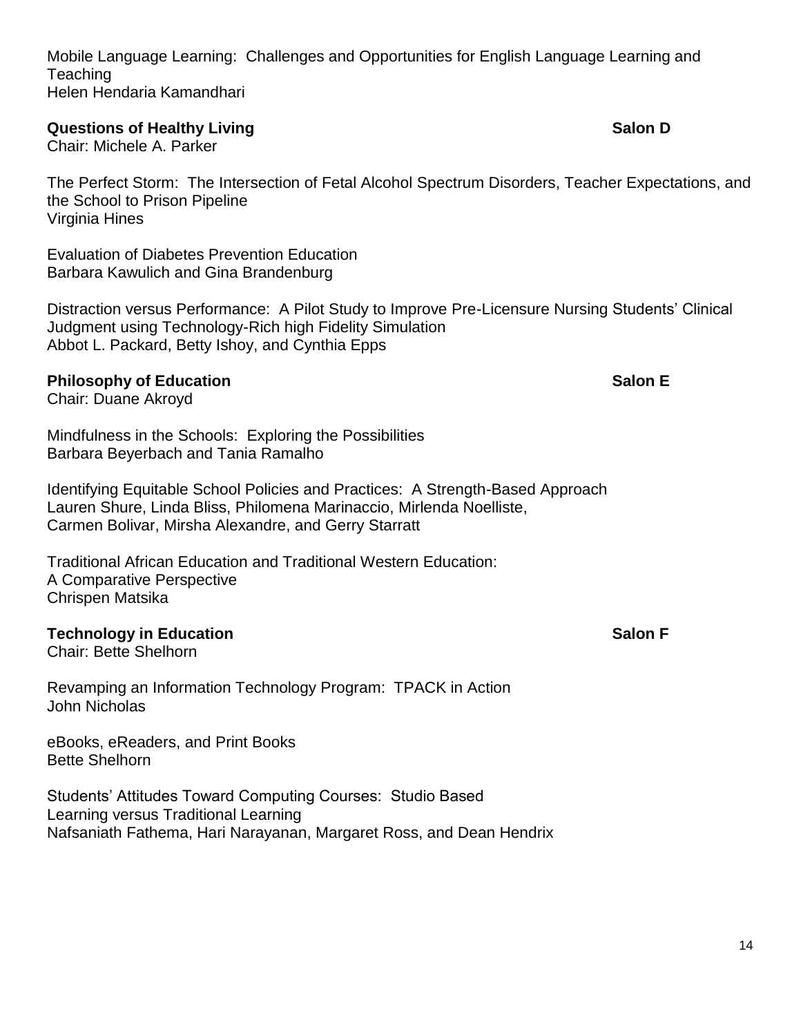Mobile Language Learning: Challenges and Opportunities for English Language Learning and Teaching
Helen Hendaria Kamandhari

**Questions of Healthy Living** **Salon D**
Chair: Michele A. Parker

The Perfect Storm: The Intersection of Fetal Alcohol Spectrum Disorders, Teacher Expectations, and the School to Prison Pipeline
Virginia Hines

Evaluation of Diabetes Prevention Education
Barbara Kawulich and Gina Brandenburg

Distraction versus Performance: A Pilot Study to Improve Pre-Licensure Nursing Students' Clinical Judgment using Technology-Rich high Fidelity Simulation
Abbot L. Packard, Betty Ishoy, and Cynthia Epps

**Philosophy of Education** **Salon E**
Chair: Duane Akroyd

Mindfulness in the Schools: Exploring the Possibilities
Barbara Beyerbach and Tania Ramalho

Identifying Equitable School Policies and Practices: A Strength-Based Approach
Lauren Shure, Linda Bliss, Philomena Marinaccio, Mirlenda Noelliste,
Carmen Bolivar, Mirsha Alexandre, and Gerry Starratt

Traditional African Education and Traditional Western Education:
A Comparative Perspective
Chrispen Matsika

**Technology in Education** **Salon F**
Chair: Bette Shelhorn

Revamping an Information Technology Program: TPACK in Action
John Nicholas

eBooks, eReaders, and Print Books
Bette Shelhorn

Students' Attitudes Toward Computing Courses: Studio Based
Learning versus Traditional Learning
Nafsaniath Fathema, Hari Narayanan, Margaret Ross, and Dean Hendrix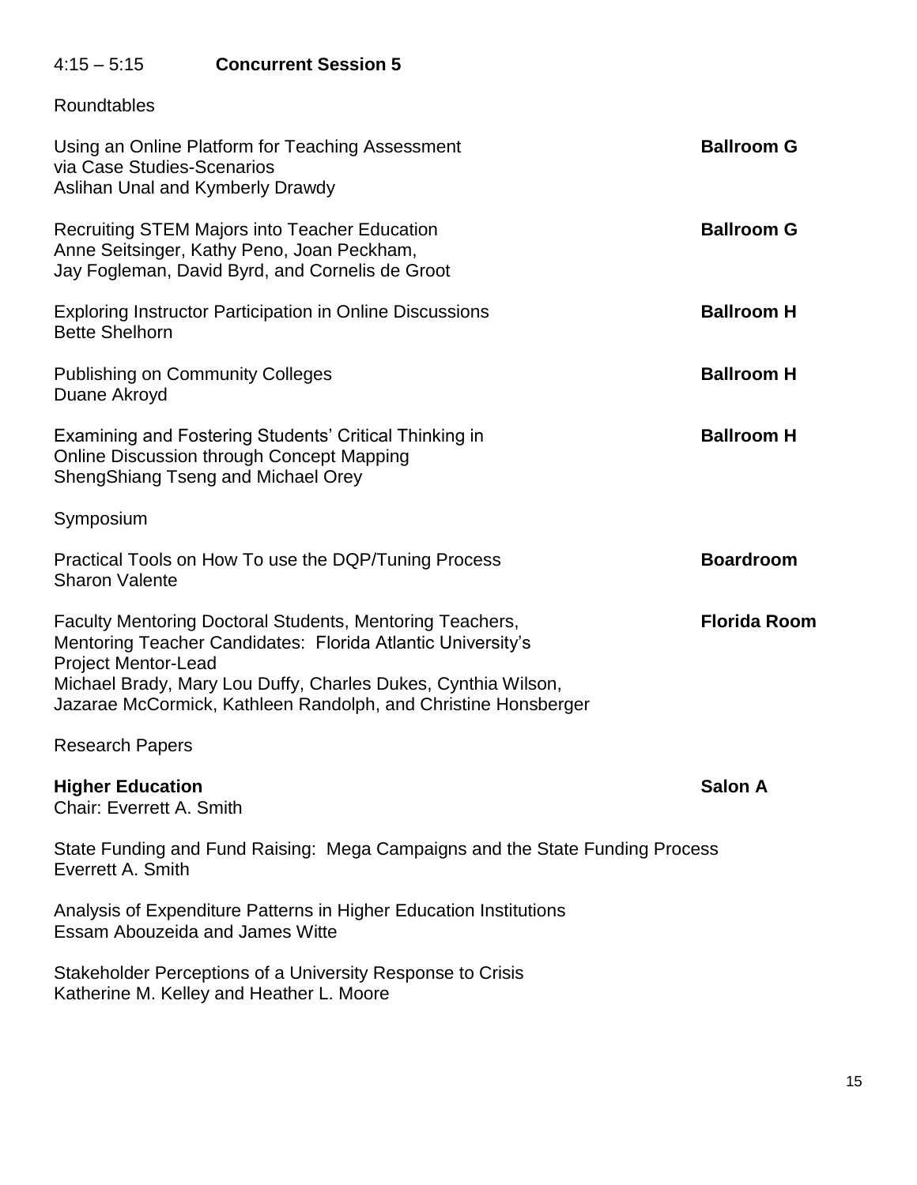## 4:15 – 5:15 **Concurrent Session 5**

Roundtables

Using an Online Platform for Teaching Assessment via Case Studies-Scenarios **Ballroom G**
Aslihan Unal and Kymberly Drawdy

Recruiting STEM Majors into Teacher Education **Ballroom G**
Anne Seitsinger, Kathy Peno, Joan Peckham, Jay Fogleman, David Byrd, and Cornelis de Groot

Exploring Instructor Participation in Online Discussions **Ballroom H**
Bette Shelhorn

Publishing on Community Colleges **Ballroom H**
Duane Akroyd

Examining and Fostering Students' Critical Thinking in Online Discussion through Concept Mapping **Ballroom H**
ShengShiang Tseng and Michael Orey

Symposium

Practical Tools on How To use the DQP/Tuning Process **Boardroom**
Sharon Valente

Faculty Mentoring Doctoral Students, Mentoring Teachers, Mentoring Teacher Candidates: Florida Atlantic University's Project Mentor-Lead **Florida Room**
Michael Brady, Mary Lou Duffy, Charles Dukes, Cynthia Wilson, Jazarae McCormick, Kathleen Randolph, and Christine Honsberger

Research Papers

**Higher Education** **Salon A**
Chair: Everrett A. Smith

State Funding and Fund Raising: Mega Campaigns and the State Funding Process
Everrett A. Smith

Analysis of Expenditure Patterns in Higher Education Institutions
Essam Abouzeida and James Witte

Stakeholder Perceptions of a University Response to Crisis
Katherine M. Kelley and Heather L. Moore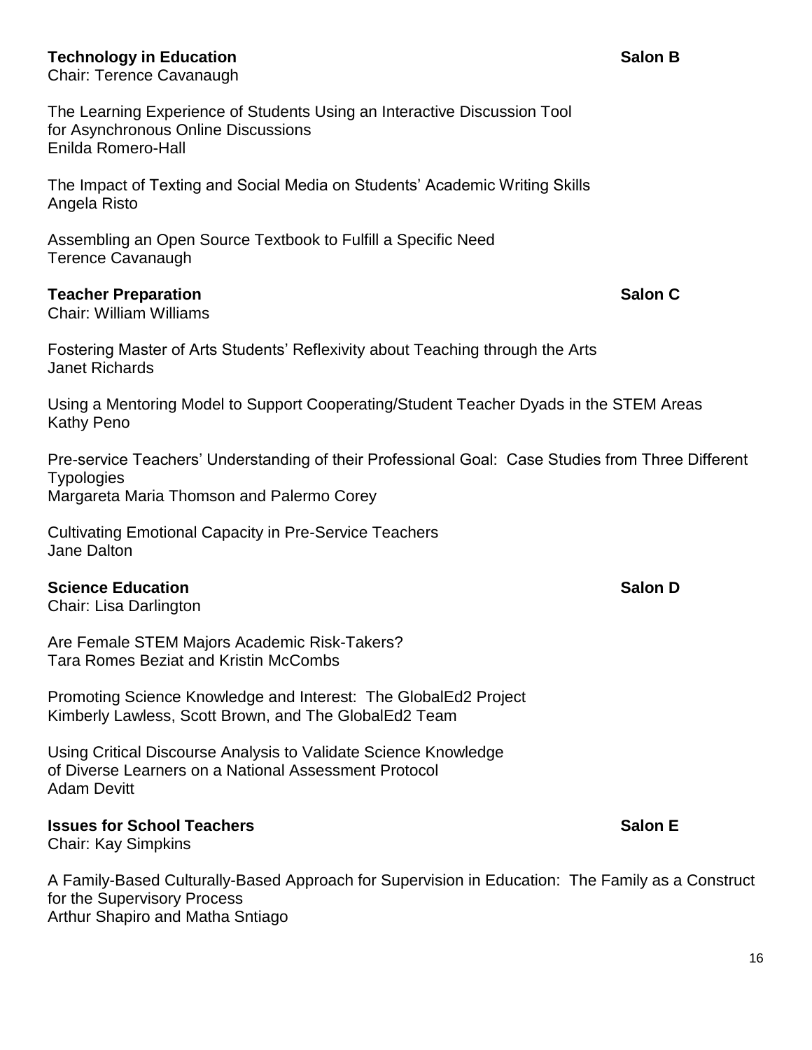**Technology in Education** **Salon B**
Chair: Terence Cavanaugh

The Learning Experience of Students Using an Interactive Discussion Tool for Asynchronous Online Discussions
Enilda Romero-Hall

The Impact of Texting and Social Media on Students' Academic Writing Skills
Angela Risto

Assembling an Open Source Textbook to Fulfill a Specific Need
Terence Cavanaugh

**Teacher Preparation** **Salon C**
Chair: William Williams

Fostering Master of Arts Students' Reflexivity about Teaching through the Arts
Janet Richards

Using a Mentoring Model to Support Cooperating/Student Teacher Dyads in the STEM Areas
Kathy Peno

Pre-service Teachers' Understanding of their Professional Goal: Case Studies from Three Different Typologies
Margareta Maria Thomson and Palermo Corey

Cultivating Emotional Capacity in Pre-Service Teachers
Jane Dalton

**Science Education** **Salon D**
Chair: Lisa Darlington

Are Female STEM Majors Academic Risk-Takers?
Tara Romes Beziat and Kristin McCombs

Promoting Science Knowledge and Interest: The GlobalEd2 Project
Kimberly Lawless, Scott Brown, and The GlobalEd2 Team

Using Critical Discourse Analysis to Validate Science Knowledge of Diverse Learners on a National Assessment Protocol
Adam Devitt

**Issues for School Teachers** **Salon E**
Chair: Kay Simpkins

A Family-Based Culturally-Based Approach for Supervision in Education: The Family as a Construct for the Supervisory Process
Arthur Shapiro and Matha Sntiago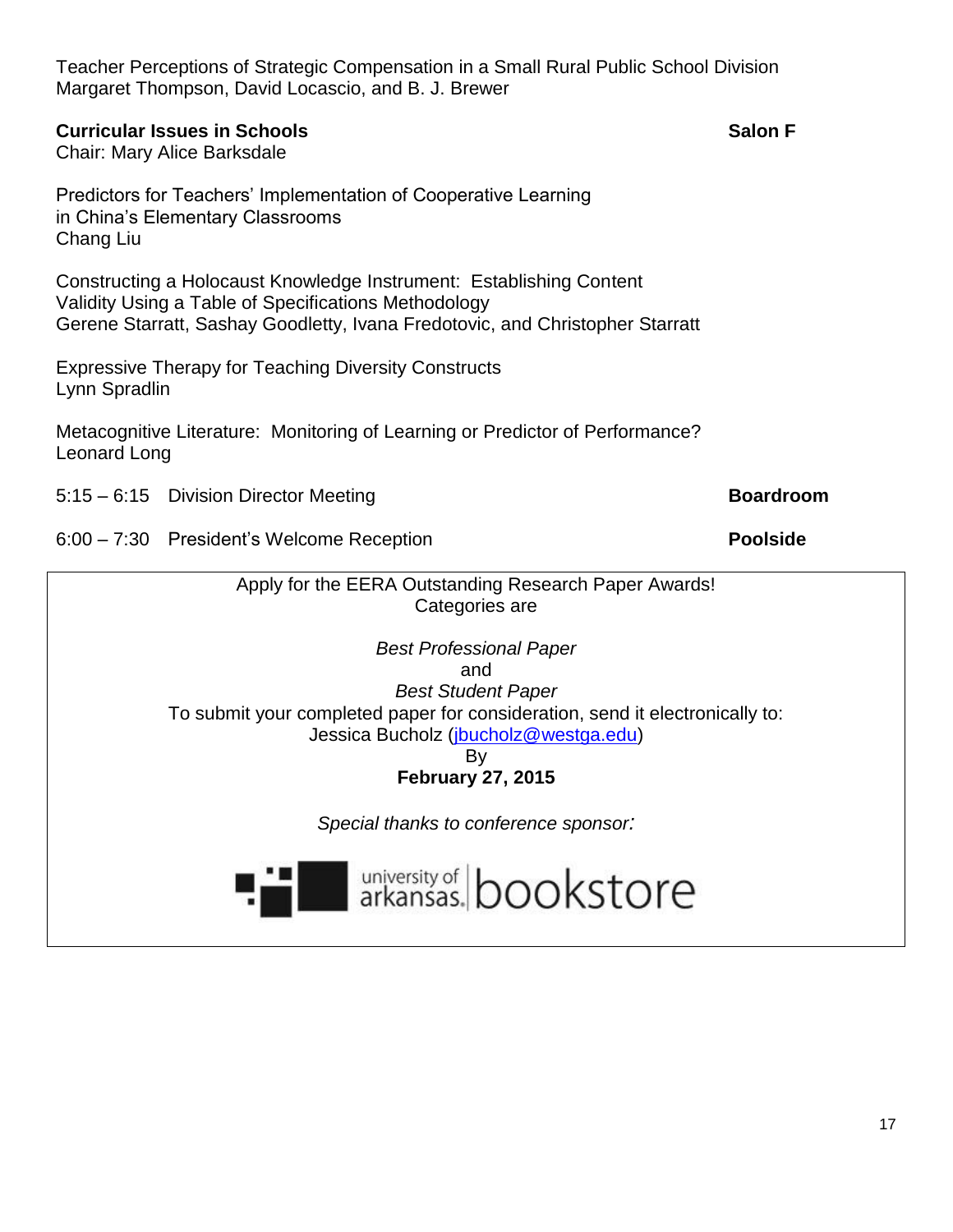Teacher Perceptions of Strategic Compensation in a Small Rural Public School Division
Margaret Thompson, David Locascio, and B. J. Brewer

**Curricular Issues in Schools** **Salon F**
Chair: Mary Alice Barksdale

Predictors for Teachers' Implementation of Cooperative Learning in China's Elementary Classrooms
Chang Liu

Constructing a Holocaust Knowledge Instrument: Establishing Content Validity Using a Table of Specifications Methodology
Gerene Starratt, Sashay Goodletty, Ivana Fredotovic, and Christopher Starratt

Expressive Therapy for Teaching Diversity Constructs
Lynn Spradlin

Metacognitive Literature: Monitoring of Learning or Predictor of Performance?
Leonard Long

5:15 – 6:15 Division Director Meeting **Boardroom**

6:00 – 7:30 President's Welcome Reception **Poolside**

Apply for the EERA Outstanding Research Paper Awards!
Categories are

*Best Professional Paper*
and
*Best Student Paper*

To submit your completed paper for consideration, send it electronically to:
Jessica Bucholz (jbucholz@westga.edu)
By
**February 27, 2015**

*Special thanks to conference sponsor:*

university of arkansas bookstore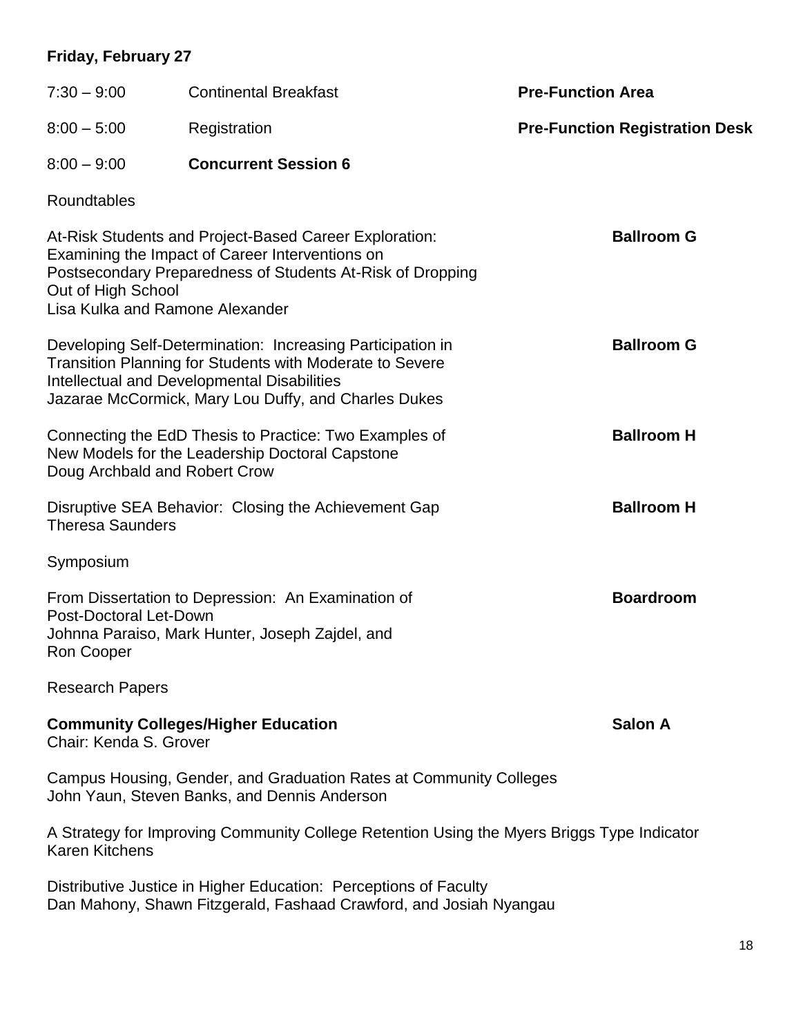**Friday, February 27**

| | | |
|---|---|---|
| 7:30 – 9:00 | Continental Breakfast | **Pre-Function Area** |
| 8:00 – 5:00 | Registration | **Pre-Function Registration Desk** |
| 8:00 – 9:00 | **Concurrent Session 6** | |

Roundtables

At-Risk Students and Project-Based Career Exploration: Examining the Impact of Career Interventions on Postsecondary Preparedness of Students At-Risk of Dropping Out of High School — **Ballroom G**
Lisa Kulka and Ramone Alexander

Developing Self-Determination: Increasing Participation in Transition Planning for Students with Moderate to Severe Intellectual and Developmental Disabilities — **Ballroom G**
Jazarae McCormick, Mary Lou Duffy, and Charles Dukes

Connecting the EdD Thesis to Practice: Two Examples of New Models for the Leadership Doctoral Capstone — **Ballroom H**
Doug Archbald and Robert Crow

Disruptive SEA Behavior: Closing the Achievement Gap — **Ballroom H**
Theresa Saunders

Symposium

From Dissertation to Depression: An Examination of Post-Doctoral Let-Down — **Boardroom**
Johnna Paraiso, Mark Hunter, Joseph Zajdel, and Ron Cooper

Research Papers

**Community Colleges/Higher Education** — **Salon A**
Chair: Kenda S. Grover

Campus Housing, Gender, and Graduation Rates at Community Colleges
John Yaun, Steven Banks, and Dennis Anderson

A Strategy for Improving Community College Retention Using the Myers Briggs Type Indicator
Karen Kitchens

Distributive Justice in Higher Education: Perceptions of Faculty
Dan Mahony, Shawn Fitzgerald, Fashaad Crawford, and Josiah Nyangau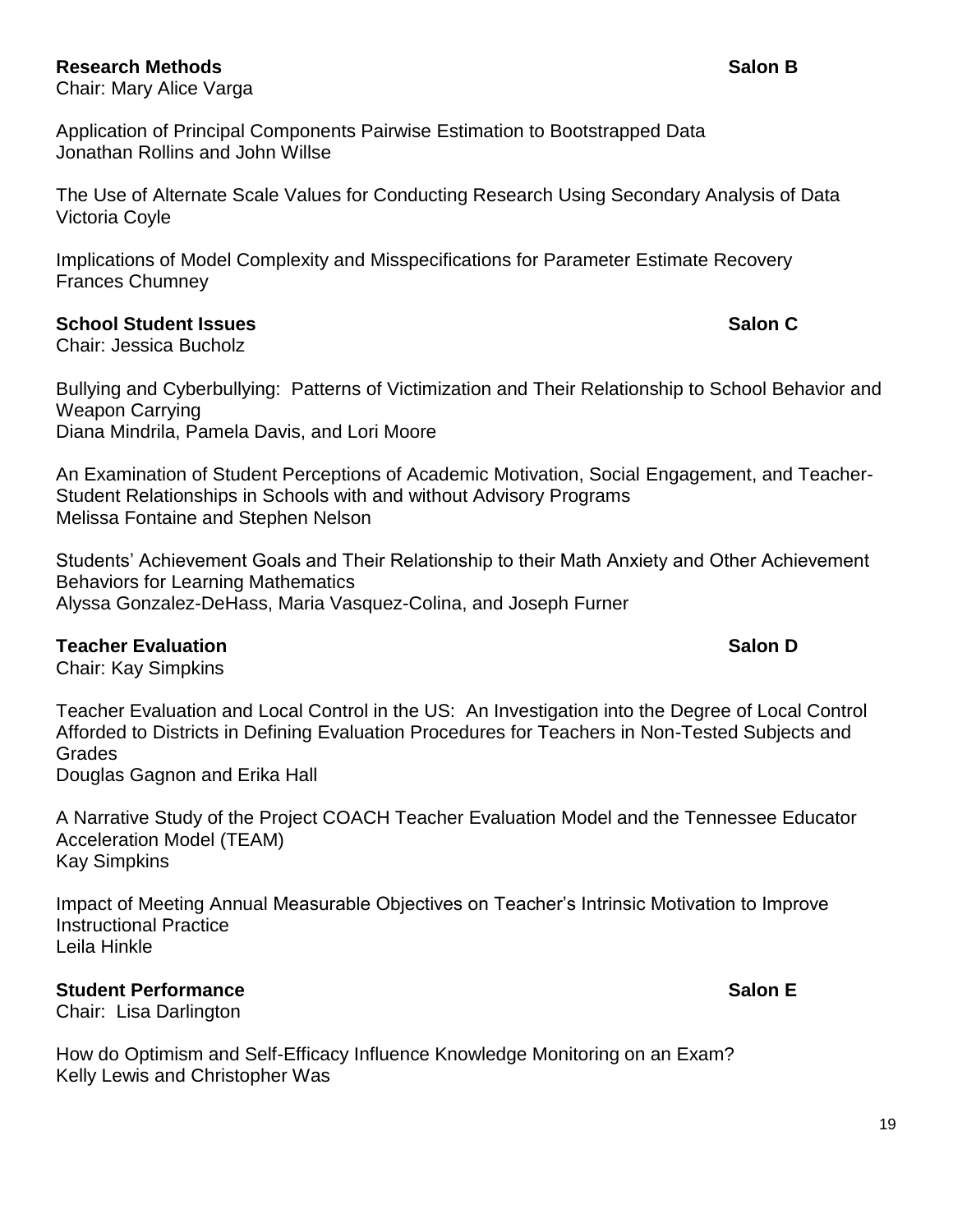**Research Methods** **Salon B**

Chair: Mary Alice Varga

Application of Principal Components Pairwise Estimation to Bootstrapped Data
Jonathan Rollins and John Willse

The Use of Alternate Scale Values for Conducting Research Using Secondary Analysis of Data
Victoria Coyle

Implications of Model Complexity and Misspecifications for Parameter Estimate Recovery
Frances Chumney

**School Student Issues** **Salon C**

Chair: Jessica Bucholz

Bullying and Cyberbullying: Patterns of Victimization and Their Relationship to School Behavior and Weapon Carrying
Diana Mindrila, Pamela Davis, and Lori Moore

An Examination of Student Perceptions of Academic Motivation, Social Engagement, and Teacher-Student Relationships in Schools with and without Advisory Programs
Melissa Fontaine and Stephen Nelson

Students' Achievement Goals and Their Relationship to their Math Anxiety and Other Achievement Behaviors for Learning Mathematics
Alyssa Gonzalez-DeHass, Maria Vasquez-Colina, and Joseph Furner

**Teacher Evaluation** **Salon D**

Chair: Kay Simpkins

Teacher Evaluation and Local Control in the US: An Investigation into the Degree of Local Control Afforded to Districts in Defining Evaluation Procedures for Teachers in Non-Tested Subjects and Grades
Douglas Gagnon and Erika Hall

A Narrative Study of the Project COACH Teacher Evaluation Model and the Tennessee Educator Acceleration Model (TEAM)
Kay Simpkins

Impact of Meeting Annual Measurable Objectives on Teacher's Intrinsic Motivation to Improve Instructional Practice
Leila Hinkle

**Student Performance** **Salon E**

Chair: Lisa Darlington

How do Optimism and Self-Efficacy Influence Knowledge Monitoring on an Exam?
Kelly Lewis and Christopher Was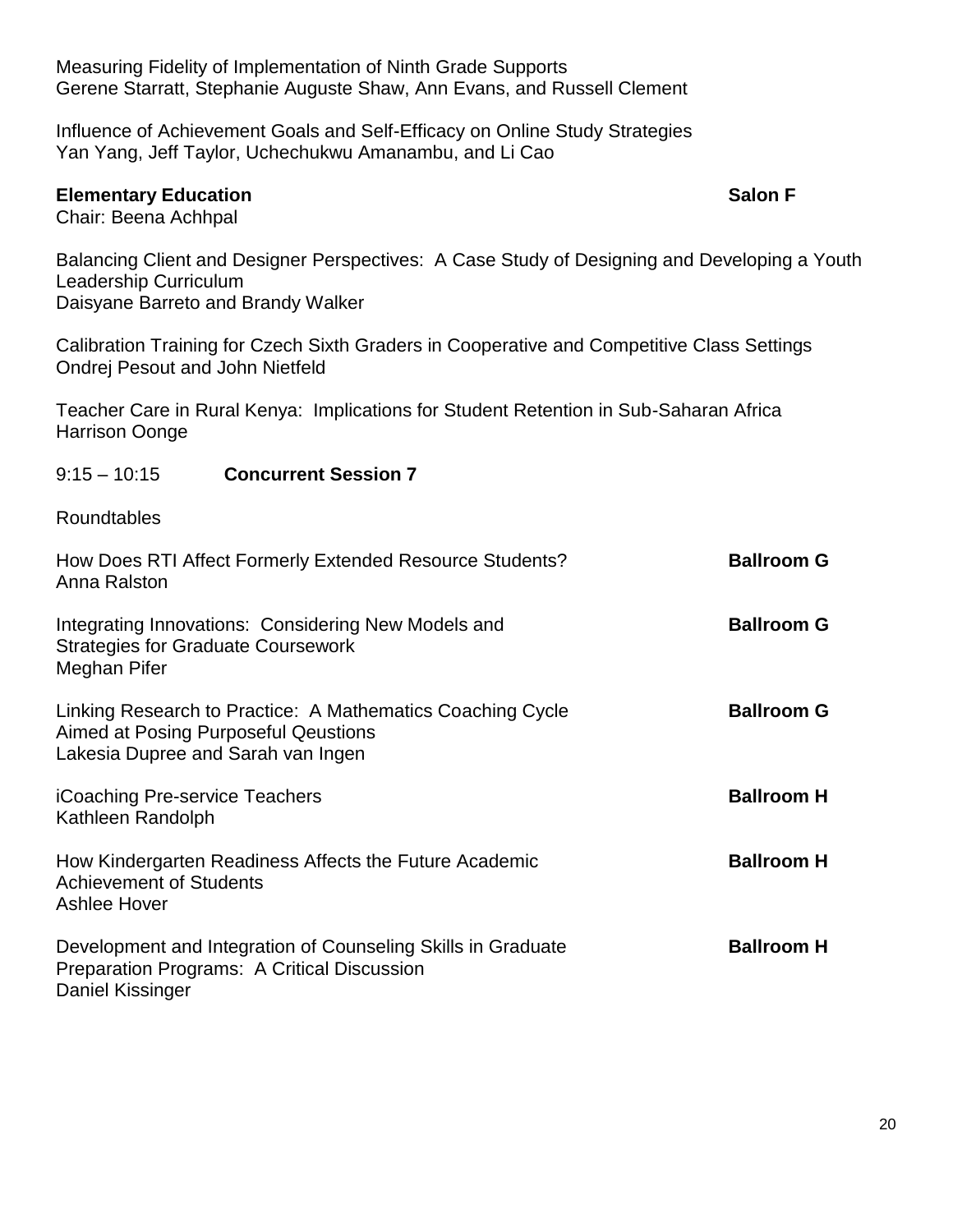Measuring Fidelity of Implementation of Ninth Grade Supports
Gerene Starratt, Stephanie Auguste Shaw, Ann Evans, and Russell Clement

Influence of Achievement Goals and Self-Efficacy on Online Study Strategies
Yan Yang, Jeff Taylor, Uchechukwu Amanambu, and Li Cao

**Elementary Education** **Salon F**
Chair: Beena Achhpal

Balancing Client and Designer Perspectives: A Case Study of Designing and Developing a Youth Leadership Curriculum
Daisyane Barreto and Brandy Walker

Calibration Training for Czech Sixth Graders in Cooperative and Competitive Class Settings
Ondrej Pesout and John Nietfeld

Teacher Care in Rural Kenya: Implications for Student Retention in Sub-Saharan Africa
Harrison Oonge

9:15 – 10:15 **Concurrent Session 7**

Roundtables

How Does RTI Affect Formerly Extended Resource Students? **Ballroom G**
Anna Ralston

Integrating Innovations: Considering New Models and Strategies for Graduate Coursework **Ballroom G**
Meghan Pifer

Linking Research to Practice: A Mathematics Coaching Cycle Aimed at Posing Purposeful Qeustions **Ballroom G**
Lakesia Dupree and Sarah van Ingen

iCoaching Pre-service Teachers **Ballroom H**
Kathleen Randolph

How Kindergarten Readiness Affects the Future Academic Achievement of Students **Ballroom H**
Ashlee Hover

Development and Integration of Counseling Skills in Graduate Preparation Programs: A Critical Discussion **Ballroom H**
Daniel Kissinger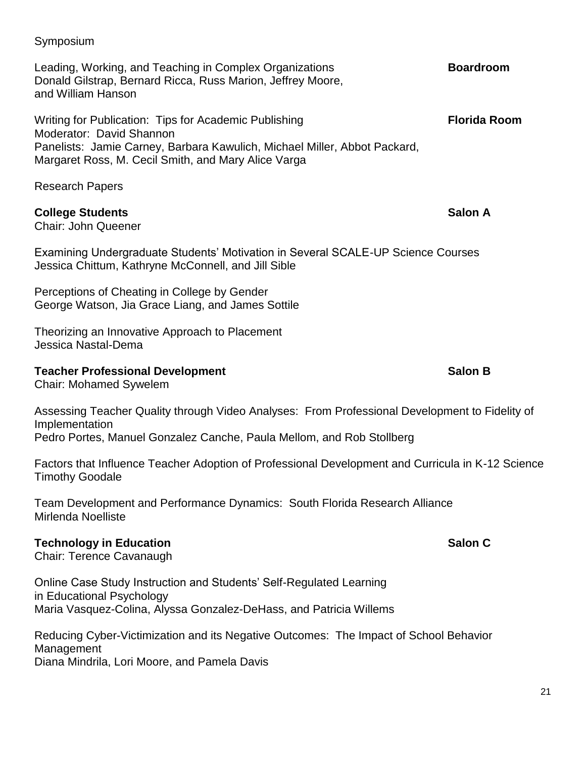Symposium

Leading, Working, and Teaching in Complex Organizations **Boardroom**
Donald Gilstrap, Bernard Ricca, Russ Marion, Jeffrey Moore, and William Hanson

Writing for Publication: Tips for Academic Publishing **Florida Room**
Moderator: David Shannon
Panelists: Jamie Carney, Barbara Kawulich, Michael Miller, Abbot Packard, Margaret Ross, M. Cecil Smith, and Mary Alice Varga

Research Papers

**College Students** **Salon A**
Chair: John Queener

Examining Undergraduate Students' Motivation in Several SCALE-UP Science Courses
Jessica Chittum, Kathryne McConnell, and Jill Sible

Perceptions of Cheating in College by Gender
George Watson, Jia Grace Liang, and James Sottile

Theorizing an Innovative Approach to Placement
Jessica Nastal-Dema

**Teacher Professional Development** **Salon B**
Chair: Mohamed Sywelem

Assessing Teacher Quality through Video Analyses: From Professional Development to Fidelity of Implementation
Pedro Portes, Manuel Gonzalez Canche, Paula Mellom, and Rob Stollberg

Factors that Influence Teacher Adoption of Professional Development and Curricula in K-12 Science
Timothy Goodale

Team Development and Performance Dynamics: South Florida Research Alliance
Mirlenda Noelliste

**Technology in Education** **Salon C**
Chair: Terence Cavanaugh

Online Case Study Instruction and Students' Self-Regulated Learning in Educational Psychology
Maria Vasquez-Colina, Alyssa Gonzalez-DeHass, and Patricia Willems

Reducing Cyber-Victimization and its Negative Outcomes: The Impact of School Behavior Management
Diana Mindrila, Lori Moore, and Pamela Davis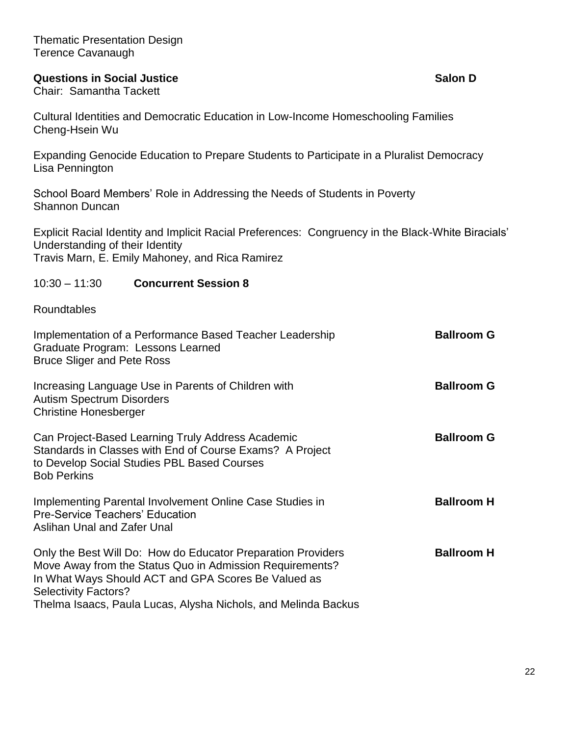Thematic Presentation Design
Terence Cavanaugh

**Questions in Social Justice** **Salon D**
Chair: Samantha Tackett

Cultural Identities and Democratic Education in Low-Income Homeschooling Families
Cheng-Hsein Wu

Expanding Genocide Education to Prepare Students to Participate in a Pluralist Democracy
Lisa Pennington

School Board Members' Role in Addressing the Needs of Students in Poverty
Shannon Duncan

Explicit Racial Identity and Implicit Racial Preferences: Congruency in the Black-White Biracials' Understanding of their Identity
Travis Marn, E. Emily Mahoney, and Rica Ramirez

10:30 – 11:30 **Concurrent Session 8**

Roundtables

Implementation of a Performance Based Teacher Leadership Graduate Program: Lessons Learned **Ballroom G**
Bruce Sliger and Pete Ross

Increasing Language Use in Parents of Children with Autism Spectrum Disorders **Ballroom G**
Christine Honesberger

Can Project-Based Learning Truly Address Academic Standards in Classes with End of Course Exams? A Project to Develop Social Studies PBL Based Courses **Ballroom G**
Bob Perkins

Implementing Parental Involvement Online Case Studies in Pre-Service Teachers' Education **Ballroom H**
Aslihan Unal and Zafer Unal

Only the Best Will Do: How do Educator Preparation Providers Move Away from the Status Quo in Admission Requirements? In What Ways Should ACT and GPA Scores Be Valued as Selectivity Factors? **Ballroom H**
Thelma Isaacs, Paula Lucas, Alysha Nichols, and Melinda Backus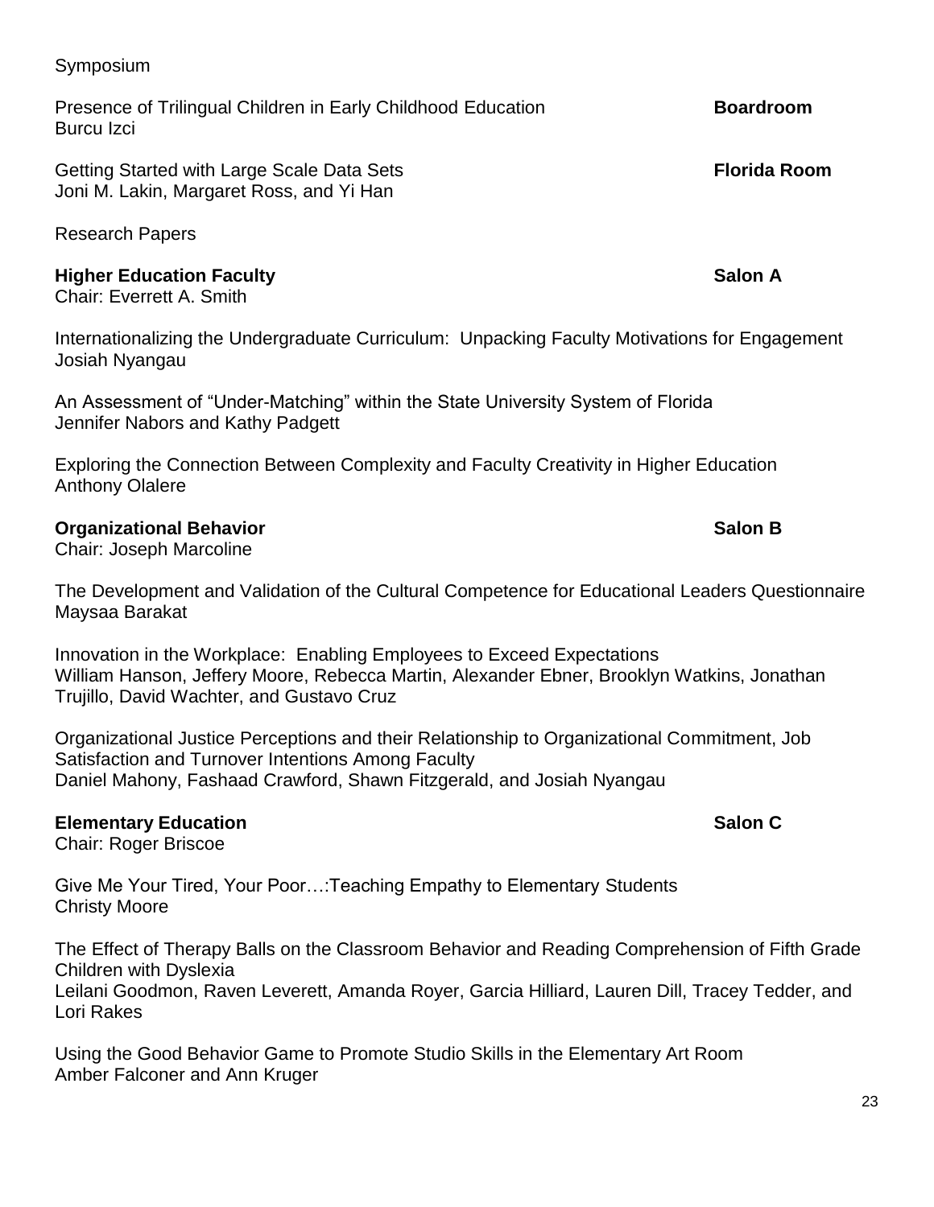Symposium

Presence of Trilingual Children in Early Childhood Education **Boardroom**
Burcu Izci

Getting Started with Large Scale Data Sets **Florida Room**
Joni M. Lakin, Margaret Ross, and Yi Han

Research Papers

**Higher Education Faculty** **Salon A**
Chair: Everrett A. Smith

Internationalizing the Undergraduate Curriculum: Unpacking Faculty Motivations for Engagement
Josiah Nyangau

An Assessment of "Under-Matching" within the State University System of Florida
Jennifer Nabors and Kathy Padgett

Exploring the Connection Between Complexity and Faculty Creativity in Higher Education
Anthony Olalere

**Organizational Behavior** **Salon B**
Chair: Joseph Marcoline

The Development and Validation of the Cultural Competence for Educational Leaders Questionnaire
Maysaa Barakat

Innovation in the Workplace: Enabling Employees to Exceed Expectations
William Hanson, Jeffery Moore, Rebecca Martin, Alexander Ebner, Brooklyn Watkins, Jonathan Trujillo, David Wachter, and Gustavo Cruz

Organizational Justice Perceptions and their Relationship to Organizational Commitment, Job Satisfaction and Turnover Intentions Among Faculty
Daniel Mahony, Fashaad Crawford, Shawn Fitzgerald, and Josiah Nyangau

**Elementary Education** **Salon C**
Chair: Roger Briscoe

Give Me Your Tired, Your Poor…:Teaching Empathy to Elementary Students
Christy Moore

The Effect of Therapy Balls on the Classroom Behavior and Reading Comprehension of Fifth Grade Children with Dyslexia
Leilani Goodmon, Raven Leverett, Amanda Royer, Garcia Hilliard, Lauren Dill, Tracey Tedder, and Lori Rakes

Using the Good Behavior Game to Promote Studio Skills in the Elementary Art Room
Amber Falconer and Ann Kruger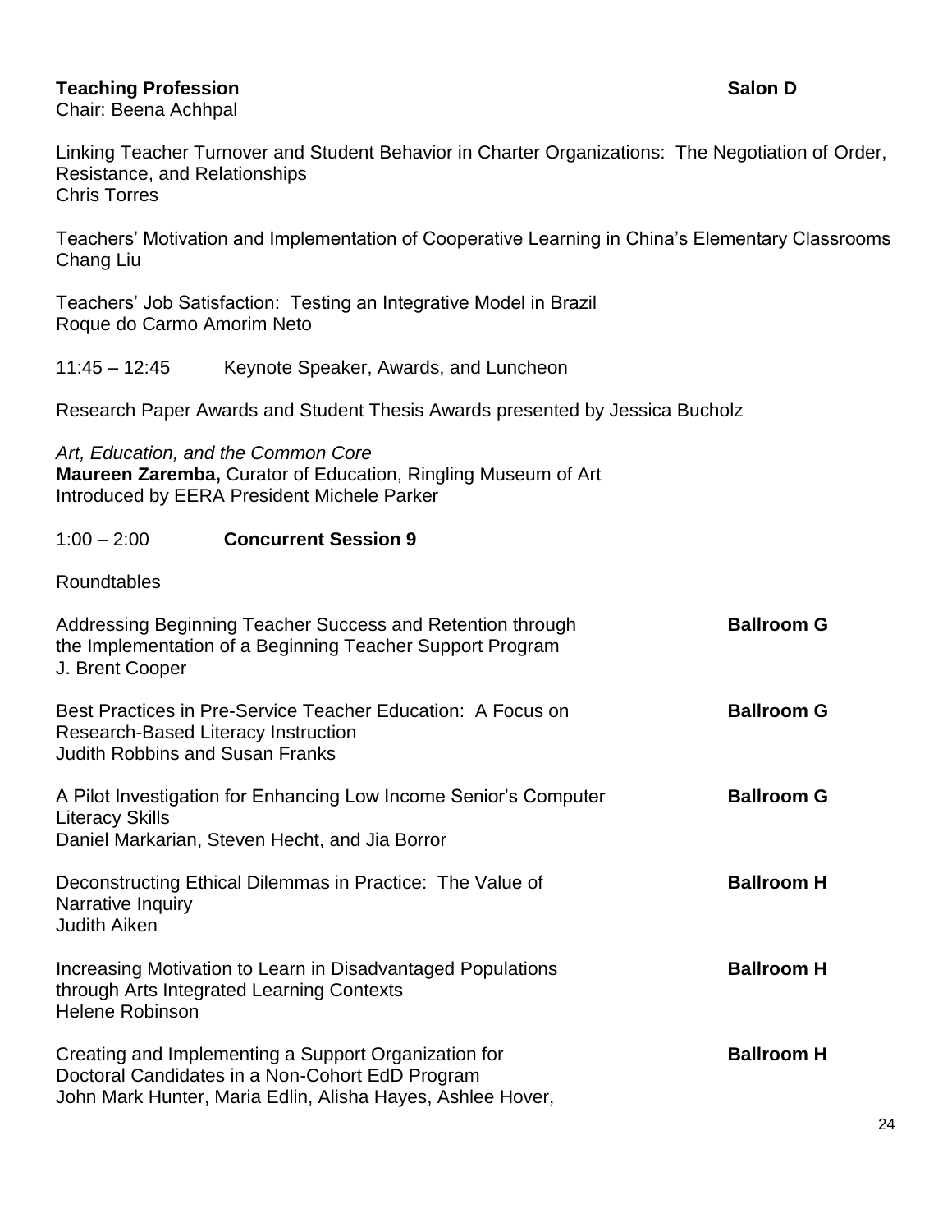**Teaching Profession** **Salon D**
Chair: Beena Achhpal

Linking Teacher Turnover and Student Behavior in Charter Organizations: The Negotiation of Order, Resistance, and Relationships
Chris Torres

Teachers' Motivation and Implementation of Cooperative Learning in China's Elementary Classrooms
Chang Liu

Teachers' Job Satisfaction: Testing an Integrative Model in Brazil
Roque do Carmo Amorim Neto

11:45 – 12:45 Keynote Speaker, Awards, and Luncheon

Research Paper Awards and Student Thesis Awards presented by Jessica Bucholz

*Art, Education, and the Common Core*
**Maureen Zaremba,** Curator of Education, Ringling Museum of Art
Introduced by EERA President Michele Parker

1:00 – 2:00 **Concurrent Session 9**

Roundtables

Addressing Beginning Teacher Success and Retention through the Implementation of a Beginning Teacher Support Program **Ballroom G**
J. Brent Cooper

Best Practices in Pre-Service Teacher Education: A Focus on Research-Based Literacy Instruction **Ballroom G**
Judith Robbins and Susan Franks

A Pilot Investigation for Enhancing Low Income Senior's Computer Literacy Skills **Ballroom G**
Daniel Markarian, Steven Hecht, and Jia Borror

Deconstructing Ethical Dilemmas in Practice: The Value of Narrative Inquiry **Ballroom H**
Judith Aiken

Increasing Motivation to Learn in Disadvantaged Populations through Arts Integrated Learning Contexts **Ballroom H**
Helene Robinson

Creating and Implementing a Support Organization for Doctoral Candidates in a Non-Cohort EdD Program **Ballroom H**
John Mark Hunter, Maria Edlin, Alisha Hayes, Ashlee Hover,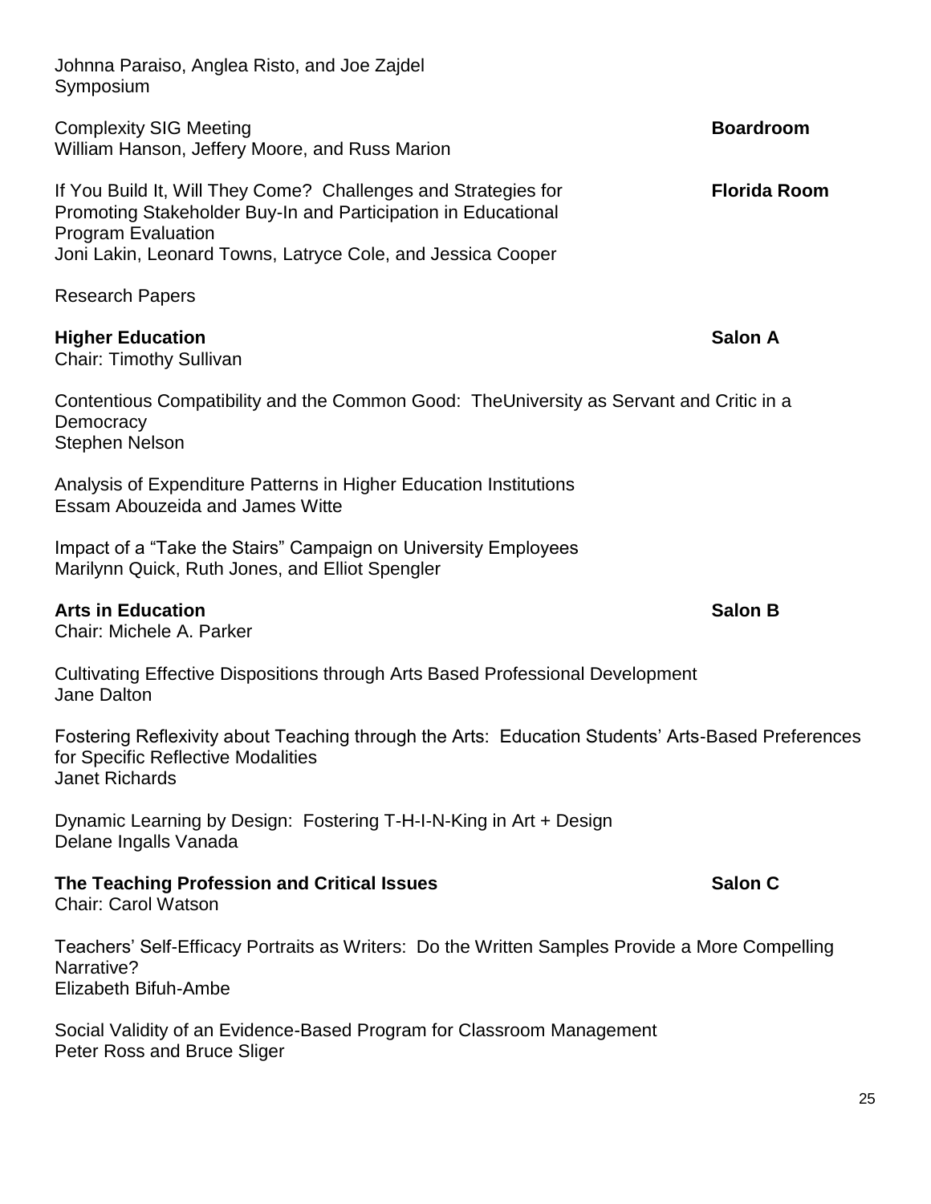Johnna Paraiso, Anglea Risto, and Joe Zajdel
Symposium

Complexity SIG Meeting **Boardroom**
William Hanson, Jeffery Moore, and Russ Marion

If You Build It, Will They Come? Challenges and Strategies for Promoting Stakeholder Buy-In and Participation in Educational Program Evaluation **Florida Room**
Joni Lakin, Leonard Towns, Latryce Cole, and Jessica Cooper

Research Papers

**Higher Education** **Salon A**
Chair: Timothy Sullivan

Contentious Compatibility and the Common Good: TheUniversity as Servant and Critic in a Democracy
Stephen Nelson

Analysis of Expenditure Patterns in Higher Education Institutions
Essam Abouzeida and James Witte

Impact of a "Take the Stairs" Campaign on University Employees
Marilynn Quick, Ruth Jones, and Elliot Spengler

**Arts in Education** **Salon B**
Chair: Michele A. Parker

Cultivating Effective Dispositions through Arts Based Professional Development
Jane Dalton

Fostering Reflexivity about Teaching through the Arts: Education Students' Arts-Based Preferences for Specific Reflective Modalities
Janet Richards

Dynamic Learning by Design: Fostering T-H-I-N-King in Art + Design
Delane Ingalls Vanada

**The Teaching Profession and Critical Issues** **Salon C**
Chair: Carol Watson

Teachers' Self-Efficacy Portraits as Writers: Do the Written Samples Provide a More Compelling Narrative?
Elizabeth Bifuh-Ambe

Social Validity of an Evidence-Based Program for Classroom Management
Peter Ross and Bruce Sliger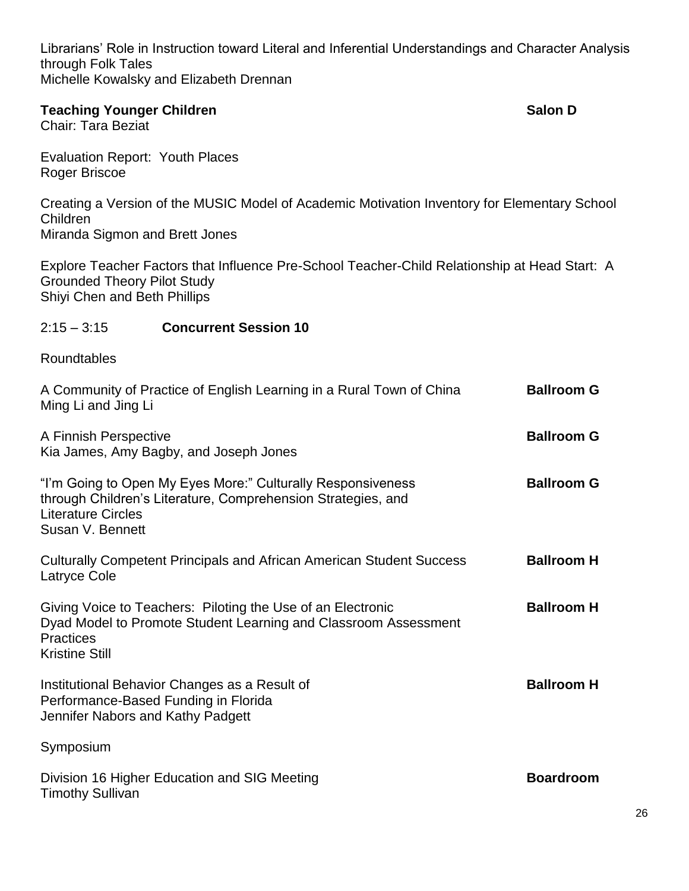Librarians' Role in Instruction toward Literal and Inferential Understandings and Character Analysis through Folk Tales
Michelle Kowalsky and Elizabeth Drennan

**Teaching Younger Children** **Salon D**
Chair: Tara Beziat

Evaluation Report: Youth Places
Roger Briscoe

Creating a Version of the MUSIC Model of Academic Motivation Inventory for Elementary School Children
Miranda Sigmon and Brett Jones

Explore Teacher Factors that Influence Pre-School Teacher-Child Relationship at Head Start: A Grounded Theory Pilot Study
Shiyi Chen and Beth Phillips

2:15 – 3:15 **Concurrent Session 10**

Roundtables

A Community of Practice of English Learning in a Rural Town of China **Ballroom G**
Ming Li and Jing Li

A Finnish Perspective **Ballroom G**
Kia James, Amy Bagby, and Joseph Jones

"I'm Going to Open My Eyes More:" Culturally Responsiveness through Children's Literature, Comprehension Strategies, and Literature Circles **Ballroom G**
Susan V. Bennett

Culturally Competent Principals and African American Student Success **Ballroom H**
Latryce Cole

Giving Voice to Teachers: Piloting the Use of an Electronic Dyad Model to Promote Student Learning and Classroom Assessment Practices **Ballroom H**
Kristine Still

Institutional Behavior Changes as a Result of Performance-Based Funding in Florida **Ballroom H**
Jennifer Nabors and Kathy Padgett

Symposium

Division 16 Higher Education and SIG Meeting **Boardroom**
Timothy Sullivan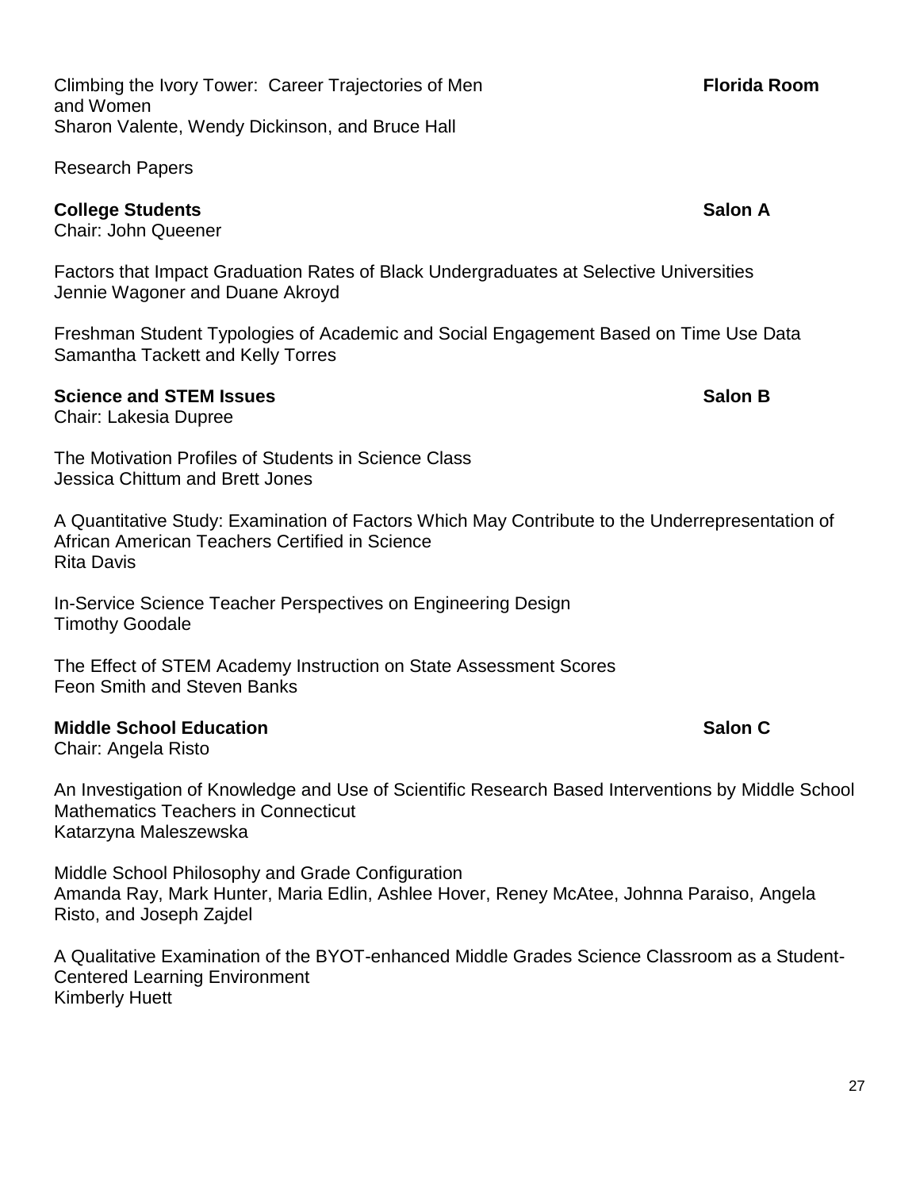Climbing the Ivory Tower: Career Trajectories of Men and Women **Florida Room**
Sharon Valente, Wendy Dickinson, and Bruce Hall

Research Papers

**College Students** **Salon A**
Chair: John Queener

Factors that Impact Graduation Rates of Black Undergraduates at Selective Universities
Jennie Wagoner and Duane Akroyd

Freshman Student Typologies of Academic and Social Engagement Based on Time Use Data
Samantha Tackett and Kelly Torres

**Science and STEM Issues** **Salon B**
Chair: Lakesia Dupree

The Motivation Profiles of Students in Science Class
Jessica Chittum and Brett Jones

A Quantitative Study: Examination of Factors Which May Contribute to the Underrepresentation of African American Teachers Certified in Science
Rita Davis

In-Service Science Teacher Perspectives on Engineering Design
Timothy Goodale

The Effect of STEM Academy Instruction on State Assessment Scores
Feon Smith and Steven Banks

**Middle School Education** **Salon C**
Chair: Angela Risto

An Investigation of Knowledge and Use of Scientific Research Based Interventions by Middle School Mathematics Teachers in Connecticut
Katarzyna Maleszewska

Middle School Philosophy and Grade Configuration
Amanda Ray, Mark Hunter, Maria Edlin, Ashlee Hover, Reney McAtee, Johnna Paraiso, Angela Risto, and Joseph Zajdel

A Qualitative Examination of the BYOT-enhanced Middle Grades Science Classroom as a Student-Centered Learning Environment
Kimberly Huett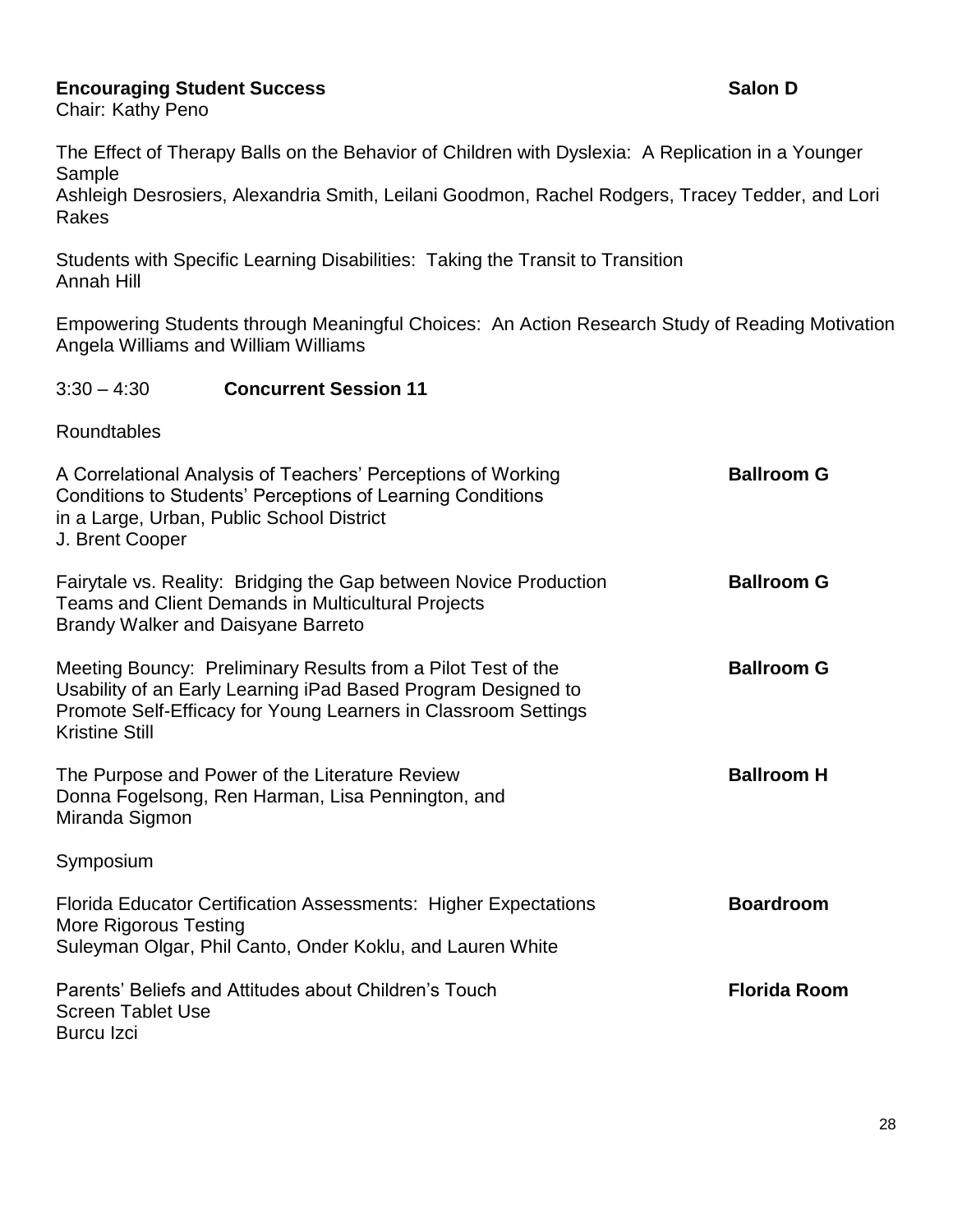**Encouraging Student Success** **Salon D**
Chair: Kathy Peno

The Effect of Therapy Balls on the Behavior of Children with Dyslexia: A Replication in a Younger Sample
Ashleigh Desrosiers, Alexandria Smith, Leilani Goodmon, Rachel Rodgers, Tracey Tedder, and Lori Rakes

Students with Specific Learning Disabilities: Taking the Transit to Transition
Annah Hill

Empowering Students through Meaningful Choices: An Action Research Study of Reading Motivation
Angela Williams and William Williams

3:30 – 4:30 **Concurrent Session 11**

Roundtables

A Correlational Analysis of Teachers' Perceptions of Working Conditions to Students' Perceptions of Learning Conditions in a Large, Urban, Public School District **Ballroom G**
J. Brent Cooper

Fairytale vs. Reality: Bridging the Gap between Novice Production Teams and Client Demands in Multicultural Projects **Ballroom G**
Brandy Walker and Daisyane Barreto

Meeting Bouncy: Preliminary Results from a Pilot Test of the Usability of an Early Learning iPad Based Program Designed to Promote Self-Efficacy for Young Learners in Classroom Settings **Ballroom G**
Kristine Still

The Purpose and Power of the Literature Review **Ballroom H**
Donna Fogelsong, Ren Harman, Lisa Pennington, and Miranda Sigmon

Symposium

Florida Educator Certification Assessments: Higher Expectations More Rigorous Testing **Boardroom**
Suleyman Olgar, Phil Canto, Onder Koklu, and Lauren White

Parents' Beliefs and Attitudes about Children's Touch Screen Tablet Use **Florida Room**
Burcu Izci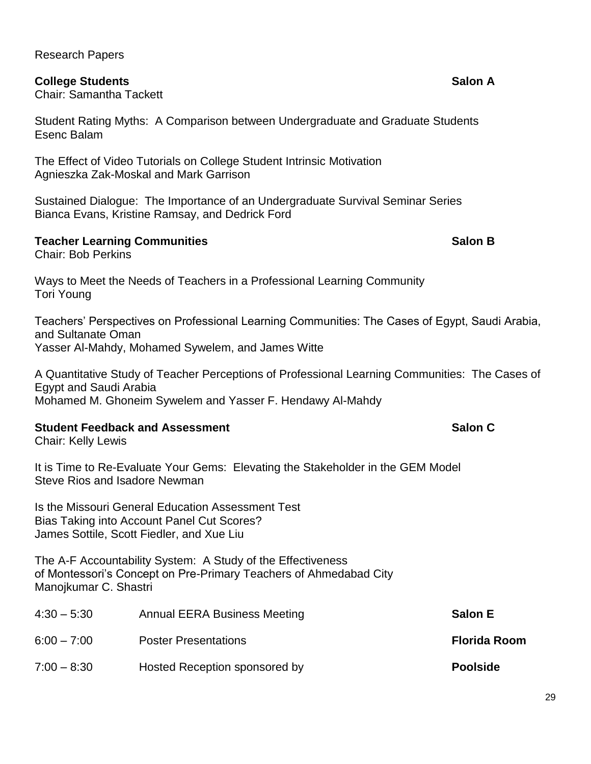Research Papers

**College Students** **Salon A**

Chair: Samantha Tackett

Student Rating Myths: A Comparison between Undergraduate and Graduate Students
Esenc Balam

The Effect of Video Tutorials on College Student Intrinsic Motivation
Agnieszka Zak-Moskal and Mark Garrison

Sustained Dialogue: The Importance of an Undergraduate Survival Seminar Series
Bianca Evans, Kristine Ramsay, and Dedrick Ford

**Teacher Learning Communities** **Salon B**

Chair: Bob Perkins

Ways to Meet the Needs of Teachers in a Professional Learning Community
Tori Young

Teachers' Perspectives on Professional Learning Communities: The Cases of Egypt, Saudi Arabia, and Sultanate Oman
Yasser Al-Mahdy, Mohamed Sywelem, and James Witte

A Quantitative Study of Teacher Perceptions of Professional Learning Communities: The Cases of Egypt and Saudi Arabia
Mohamed M. Ghoneim Sywelem and Yasser F. Hendawy Al-Mahdy

**Student Feedback and Assessment** **Salon C**

Chair: Kelly Lewis

It is Time to Re-Evaluate Your Gems: Elevating the Stakeholder in the GEM Model
Steve Rios and Isadore Newman

Is the Missouri General Education Assessment Test
Bias Taking into Account Panel Cut Scores?
James Sottile, Scott Fiedler, and Xue Liu

The A-F Accountability System: A Study of the Effectiveness
of Montessori's Concept on Pre-Primary Teachers of Ahmedabad City
Manojkumar C. Shastri

| | | |
|---|---|---|
| 4:30 – 5:30 | Annual EERA Business Meeting | **Salon E** |
| 6:00 – 7:00 | Poster Presentations | **Florida Room** |
| 7:00 – 8:30 | Hosted Reception sponsored by | **Poolside** |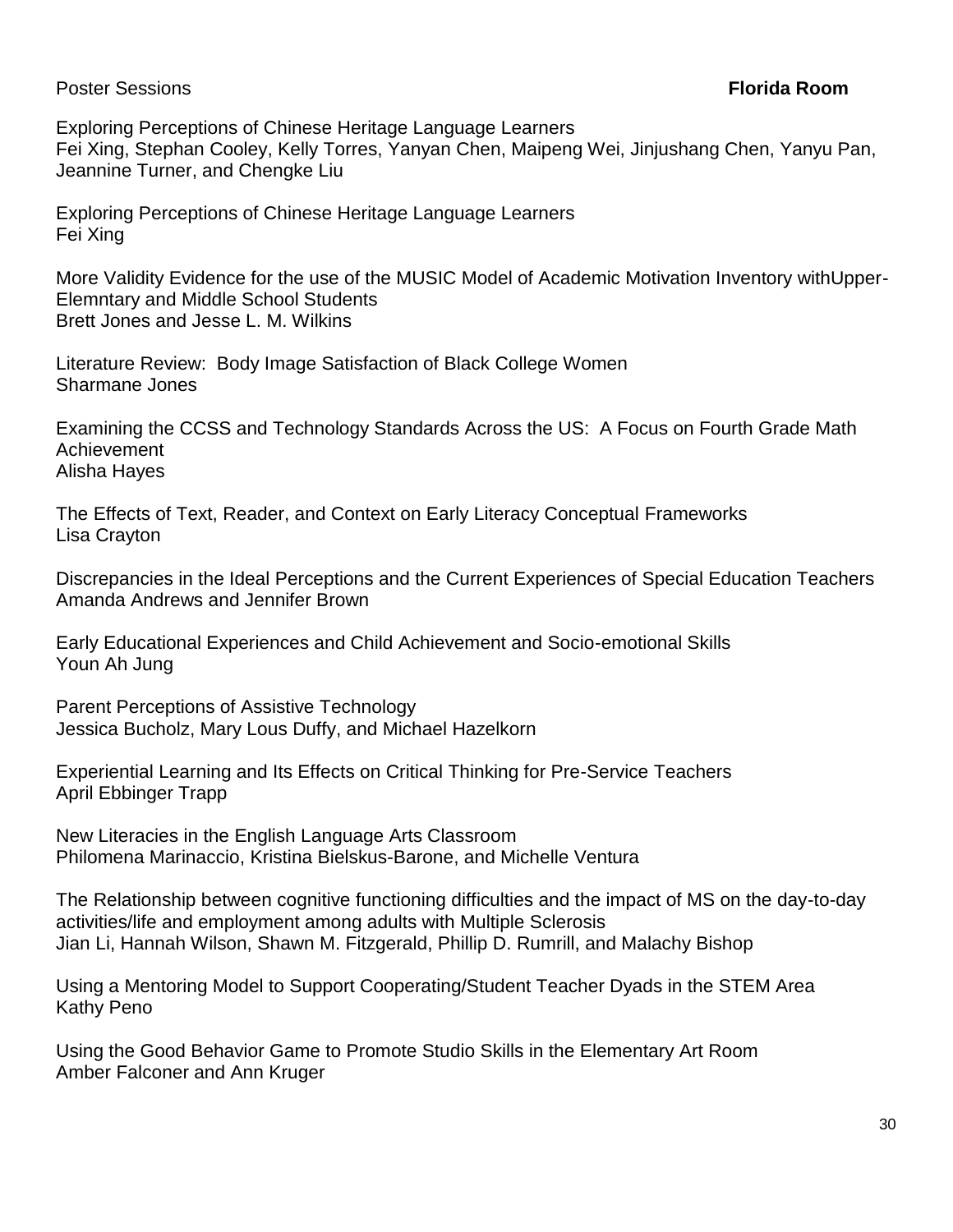Poster Sessions **Florida Room**

Exploring Perceptions of Chinese Heritage Language Learners
Fei Xing, Stephan Cooley, Kelly Torres, Yanyan Chen, Maipeng Wei, Jinjushang Chen, Yanyu Pan, Jeannine Turner, and Chengke Liu

Exploring Perceptions of Chinese Heritage Language Learners
Fei Xing

More Validity Evidence for the use of the MUSIC Model of Academic Motivation Inventory withUpper-Elemntary and Middle School Students
Brett Jones and Jesse L. M. Wilkins

Literature Review: Body Image Satisfaction of Black College Women
Sharmane Jones

Examining the CCSS and Technology Standards Across the US: A Focus on Fourth Grade Math Achievement
Alisha Hayes

The Effects of Text, Reader, and Context on Early Literacy Conceptual Frameworks
Lisa Crayton

Discrepancies in the Ideal Perceptions and the Current Experiences of Special Education Teachers
Amanda Andrews and Jennifer Brown

Early Educational Experiences and Child Achievement and Socio-emotional Skills
Youn Ah Jung

Parent Perceptions of Assistive Technology
Jessica Bucholz, Mary Lous Duffy, and Michael Hazelkorn

Experiential Learning and Its Effects on Critical Thinking for Pre-Service Teachers
April Ebbinger Trapp

New Literacies in the English Language Arts Classroom
Philomena Marinaccio, Kristina Bielskus-Barone, and Michelle Ventura

The Relationship between cognitive functioning difficulties and the impact of MS on the day-to-day activities/life and employment among adults with Multiple Sclerosis
Jian Li, Hannah Wilson, Shawn M. Fitzgerald, Phillip D. Rumrill, and Malachy Bishop

Using a Mentoring Model to Support Cooperating/Student Teacher Dyads in the STEM Area
Kathy Peno

Using the Good Behavior Game to Promote Studio Skills in the Elementary Art Room
Amber Falconer and Ann Kruger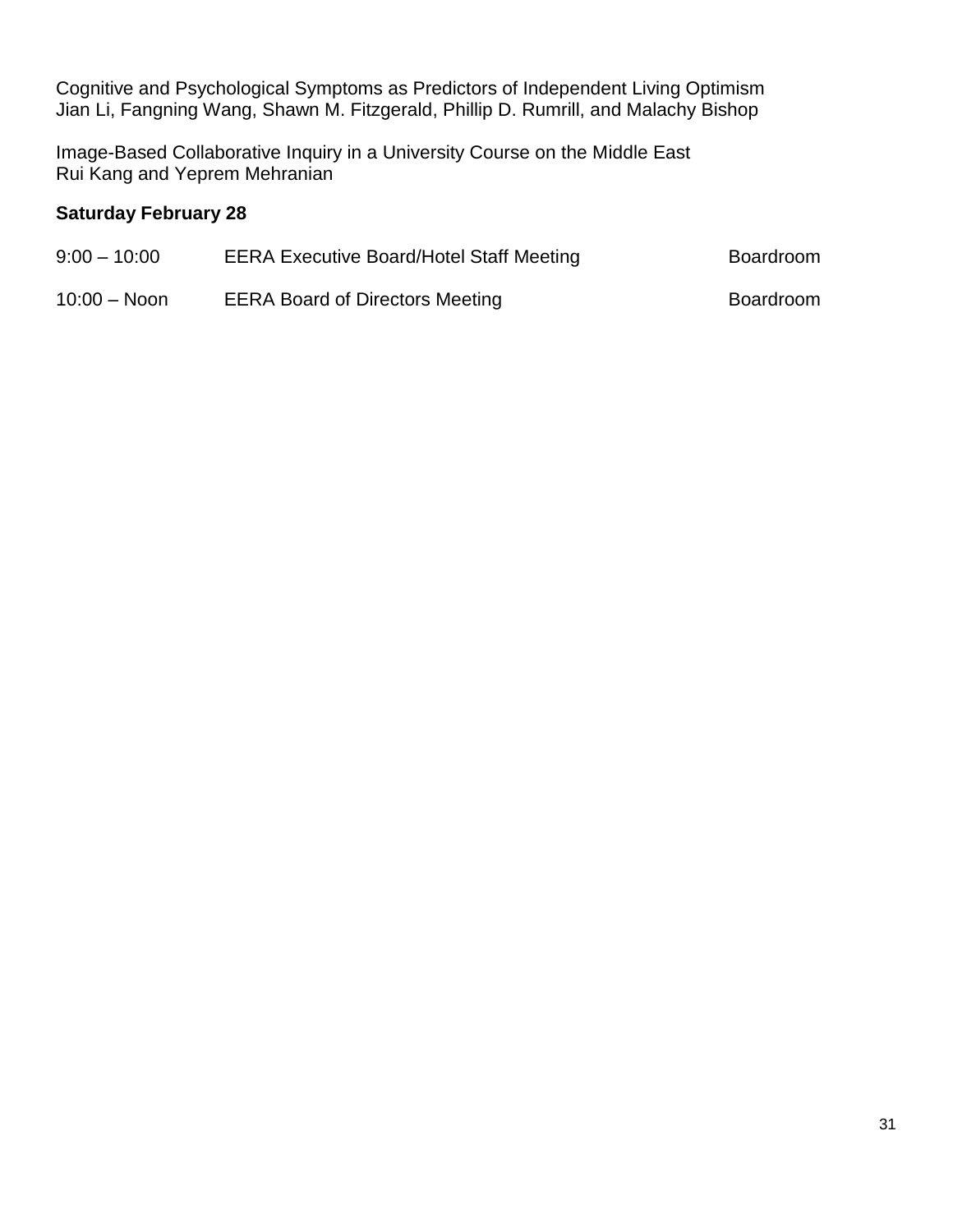Cognitive and Psychological Symptoms as Predictors of Independent Living Optimism
Jian Li, Fangning Wang, Shawn M. Fitzgerald, Phillip D. Rumrill, and Malachy Bishop

Image-Based Collaborative Inquiry in a University Course on the Middle East
Rui Kang and Yeprem Mehranian

**Saturday February 28**

| | | |
|---|---|---|
| 9:00 – 10:00 | EERA Executive Board/Hotel Staff Meeting | Boardroom |
| 10:00 – Noon | EERA Board of Directors Meeting | Boardroom |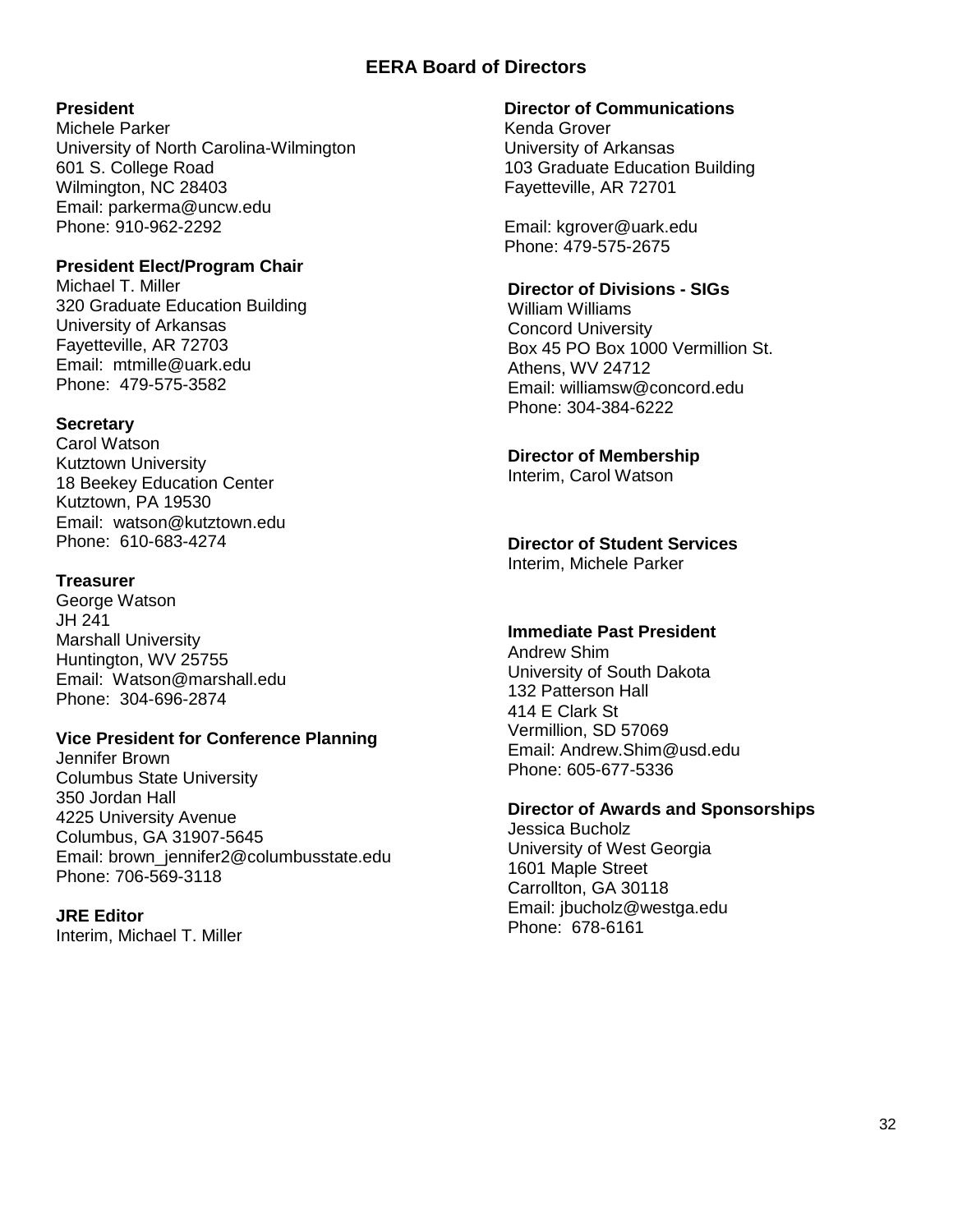## EERA Board of Directors

**President**
Michele Parker
University of North Carolina-Wilmington
601 S. College Road
Wilmington, NC 28403
Email: parkerma@uncw.edu
Phone: 910-962-2292

**President Elect/Program Chair**
Michael T. Miller
320 Graduate Education Building
University of Arkansas
Fayetteville, AR 72703
Email: mtmille@uark.edu
Phone: 479-575-3582

**Secretary**
Carol Watson
Kutztown University
18 Beekey Education Center
Kutztown, PA 19530
Email: watson@kutztown.edu
Phone: 610-683-4274

**Treasurer**
George Watson
JH 241
Marshall University
Huntington, WV 25755
Email: Watson@marshall.edu
Phone: 304-696-2874

**Vice President for Conference Planning**
Jennifer Brown
Columbus State University
350 Jordan Hall
4225 University Avenue
Columbus, GA 31907-5645
Email: brown_jennifer2@columbusstate.edu
Phone: 706-569-3118

**JRE Editor**
Interim, Michael T. Miller

**Director of Communications**
Kenda Grover
University of Arkansas
103 Graduate Education Building
Fayetteville, AR 72701

Email: kgrover@uark.edu
Phone: 479-575-2675

**Director of Divisions - SIGs**
William Williams
Concord University
Box 45 PO Box 1000 Vermillion St.
Athens, WV 24712
Email: williamsw@concord.edu
Phone: 304-384-6222

**Director of Membership**
Interim, Carol Watson

**Director of Student Services**
Interim, Michele Parker

**Immediate Past President**
Andrew Shim
University of South Dakota
132 Patterson Hall
414 E Clark St
Vermillion, SD 57069
Email: Andrew.Shim@usd.edu
Phone: 605-677-5336

**Director of Awards and Sponsorships**
Jessica Bucholz
University of West Georgia
1601 Maple Street
Carrollton, GA 30118
Email: jbucholz@westga.edu
Phone: 678-6161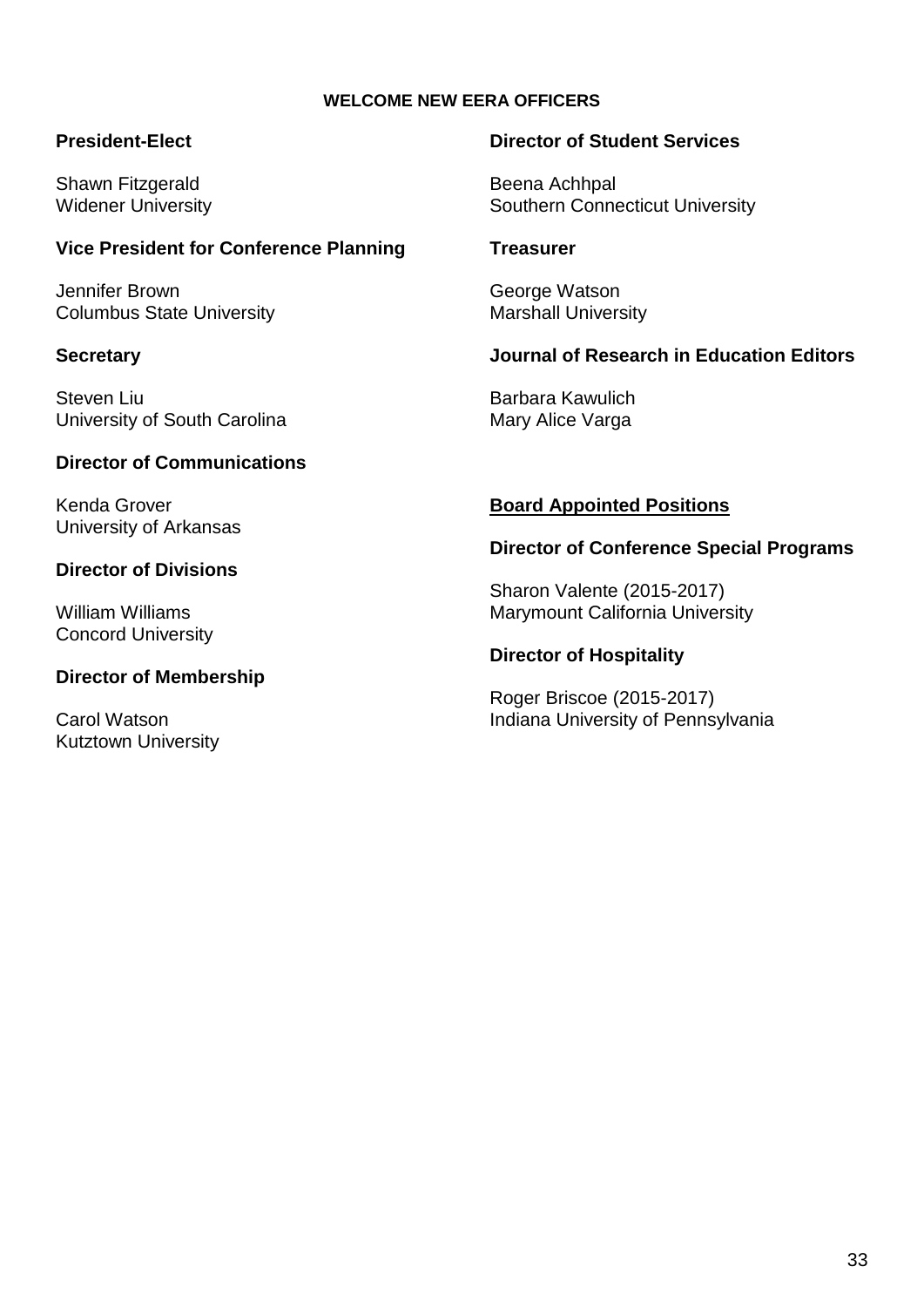# WELCOME NEW EERA OFFICERS

**President-Elect**

Shawn Fitzgerald
Widener University

**Vice President for Conference Planning**

Jennifer Brown
Columbus State University

**Secretary**

Steven Liu
University of South Carolina

**Director of Communications**

Kenda Grover
University of Arkansas

**Director of Divisions**

William Williams
Concord University

**Director of Membership**

Carol Watson
Kutztown University

**Director of Student Services**

Beena Achhpal
Southern Connecticut University

**Treasurer**

George Watson
Marshall University

**Journal of Research in Education Editors**

Barbara Kawulich
Mary Alice Varga

## Board Appointed Positions

**Director of Conference Special Programs**

Sharon Valente (2015-2017)
Marymount California University

**Director of Hospitality**

Roger Briscoe (2015-2017)
Indiana University of Pennsylvania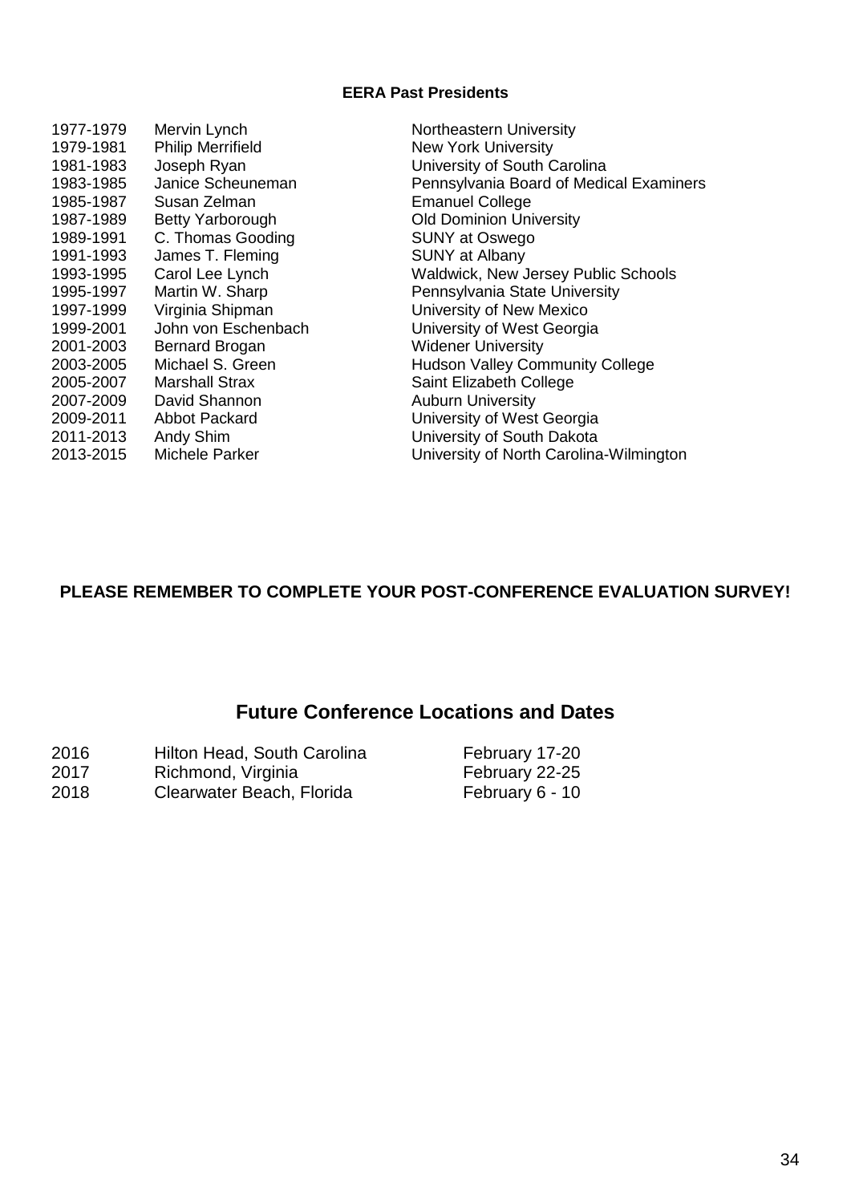## EERA Past Presidents

| | | |
|---|---|---|
| 1977-1979 | Mervin Lynch | Northeastern University |
| 1979-1981 | Philip Merrifield | New York University |
| 1981-1983 | Joseph Ryan | University of South Carolina |
| 1983-1985 | Janice Scheuneman | Pennsylvania Board of Medical Examiners |
| 1985-1987 | Susan Zelman | Emanuel College |
| 1987-1989 | Betty Yarborough | Old Dominion University |
| 1989-1991 | C. Thomas Gooding | SUNY at Oswego |
| 1991-1993 | James T. Fleming | SUNY at Albany |
| 1993-1995 | Carol Lee Lynch | Waldwick, New Jersey Public Schools |
| 1995-1997 | Martin W. Sharp | Pennsylvania State University |
| 1997-1999 | Virginia Shipman | University of New Mexico |
| 1999-2001 | John von Eschenbach | University of West Georgia |
| 2001-2003 | Bernard Brogan | Widener University |
| 2003-2005 | Michael S. Green | Hudson Valley Community College |
| 2005-2007 | Marshall Strax | Saint Elizabeth College |
| 2007-2009 | David Shannon | Auburn University |
| 2009-2011 | Abbot Packard | University of West Georgia |
| 2011-2013 | Andy Shim | University of South Dakota |
| 2013-2015 | Michele Parker | University of North Carolina-Wilmington |

**PLEASE REMEMBER TO COMPLETE YOUR POST-CONFERENCE EVALUATION SURVEY!**

## Future Conference Locations and Dates

| | | |
|---|---|---|
| 2016 | Hilton Head, South Carolina | February 17-20 |
| 2017 | Richmond, Virginia | February 22-25 |
| 2018 | Clearwater Beach, Florida | February 6 - 10 |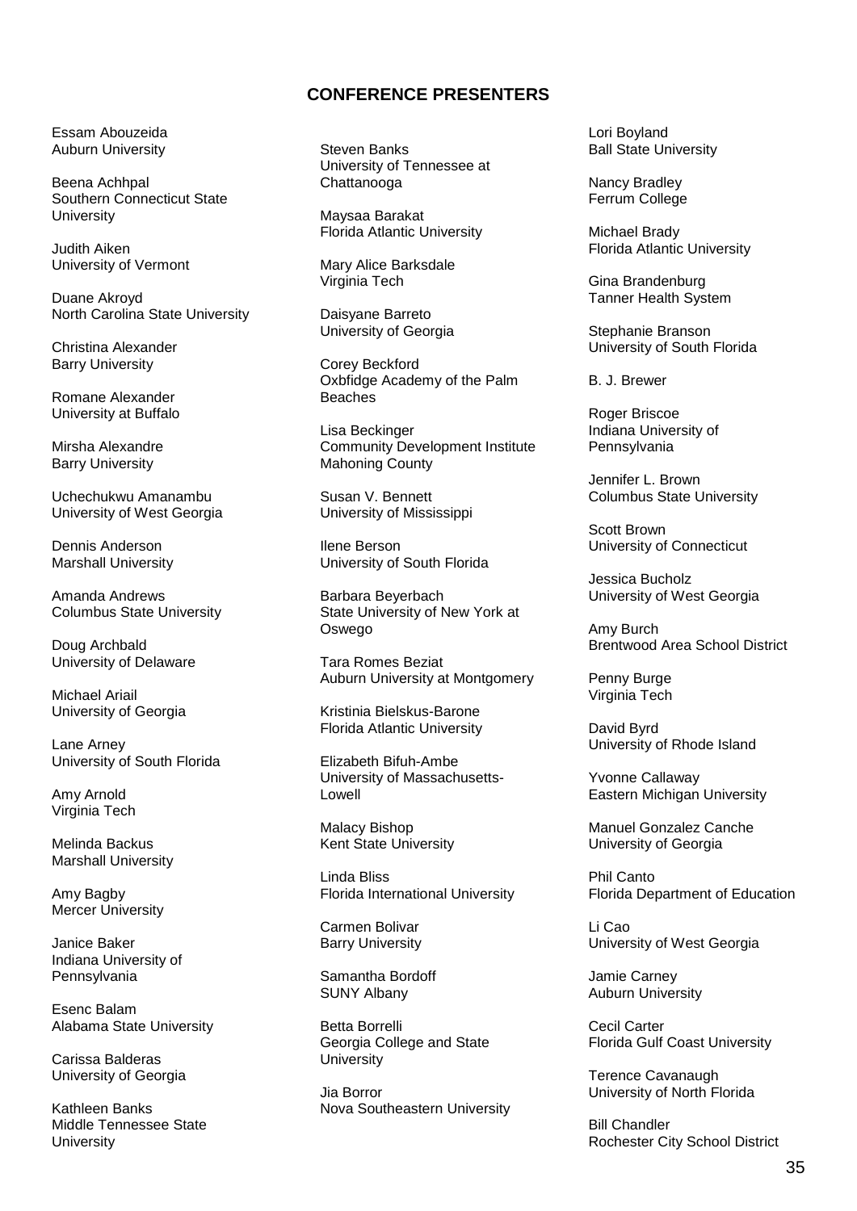## CONFERENCE PRESENTERS

Essam Abouzeida
Auburn University

Beena Achhpal
Southern Connecticut State University

Judith Aiken
University of Vermont

Duane Akroyd
North Carolina State University

Christina Alexander
Barry University

Romane Alexander
University at Buffalo

Mirsha Alexandre
Barry University

Uchechukwu Amanambu
University of West Georgia

Dennis Anderson
Marshall University

Amanda Andrews
Columbus State University

Doug Archbald
University of Delaware

Michael Ariail
University of Georgia

Lane Arney
University of South Florida

Amy Arnold
Virginia Tech

Melinda Backus
Marshall University

Amy Bagby
Mercer University

Janice Baker
Indiana University of Pennsylvania

Esenc Balam
Alabama State University

Carissa Balderas
University of Georgia

Kathleen Banks
Middle Tennessee State University

Steven Banks
University of Tennessee at Chattanooga

Maysaa Barakat
Florida Atlantic University

Mary Alice Barksdale
Virginia Tech

Daisyane Barreto
University of Georgia

Corey Beckford
Oxbfidge Academy of the Palm Beaches

Lisa Beckinger
Community Development Institute Mahoning County

Susan V. Bennett
University of Mississippi

Ilene Berson
University of South Florida

Barbara Beyerbach
State University of New York at Oswego

Tara Romes Beziat
Auburn University at Montgomery

Kristinia Bielskus-Barone
Florida Atlantic University

Elizabeth Bifuh-Ambe
University of Massachusetts-Lowell

Malacy Bishop
Kent State University

Linda Bliss
Florida International University

Carmen Bolivar
Barry University

Samantha Bordoff
SUNY Albany

Betta Borrelli
Georgia College and State University

Jia Borror
Nova Southeastern University

Lori Boyland
Ball State University

Nancy Bradley
Ferrum College

Michael Brady
Florida Atlantic University

Gina Brandenburg
Tanner Health System

Stephanie Branson
University of South Florida

B. J. Brewer

Roger Briscoe
Indiana University of Pennsylvania

Jennifer L. Brown
Columbus State University

Scott Brown
University of Connecticut

Jessica Bucholz
University of West Georgia

Amy Burch
Brentwood Area School District

Penny Burge
Virginia Tech

David Byrd
University of Rhode Island

Yvonne Callaway
Eastern Michigan University

Manuel Gonzalez Canche
University of Georgia

Phil Canto
Florida Department of Education

Li Cao
University of West Georgia

Jamie Carney
Auburn University

Cecil Carter
Florida Gulf Coast University

Terence Cavanaugh
University of North Florida

Bill Chandler
Rochester City School District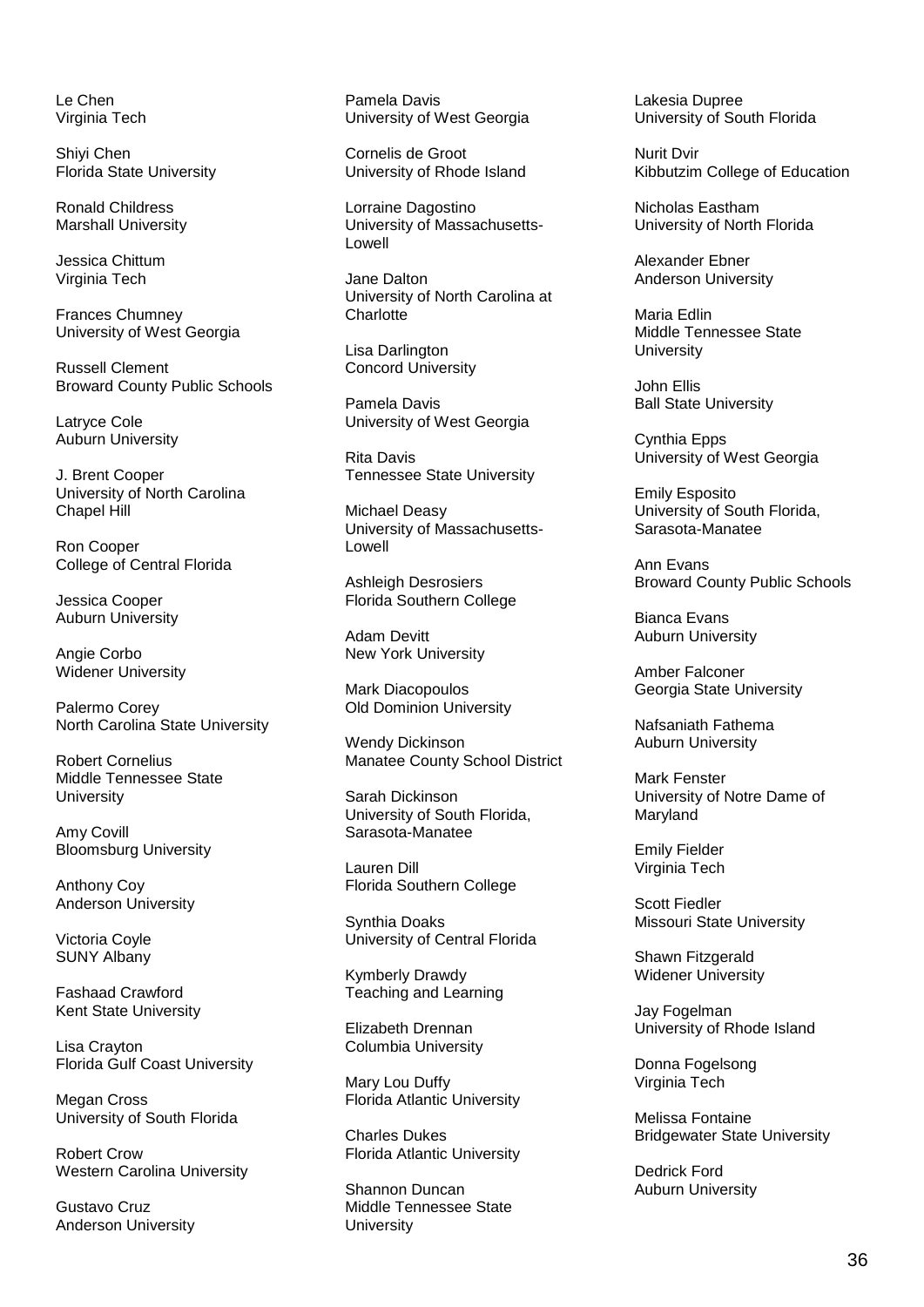Le Chen
Virginia Tech

Shiyi Chen
Florida State University

Ronald Childress
Marshall University

Jessica Chittum
Virginia Tech

Frances Chumney
University of West Georgia

Russell Clement
Broward County Public Schools

Latryce Cole
Auburn University

J. Brent Cooper
University of North Carolina
Chapel Hill

Ron Cooper
College of Central Florida

Jessica Cooper
Auburn University

Angie Corbo
Widener University

Palermo Corey
North Carolina State University

Robert Cornelius
Middle Tennessee State
University

Amy Covill
Bloomsburg University

Anthony Coy
Anderson University

Victoria Coyle
SUNY Albany

Fashaad Crawford
Kent State University

Lisa Crayton
Florida Gulf Coast University

Megan Cross
University of South Florida

Robert Crow
Western Carolina University

Gustavo Cruz
Anderson University

Pamela Davis
University of West Georgia

Cornelis de Groot
University of Rhode Island

Lorraine Dagostino
University of Massachusetts-
Lowell

Jane Dalton
University of North Carolina at
Charlotte

Lisa Darlington
Concord University

Pamela Davis
University of West Georgia

Rita Davis
Tennessee State University

Michael Deasy
University of Massachusetts-
Lowell

Ashleigh Desrosiers
Florida Southern College

Adam Devitt
New York University

Mark Diacopoulos
Old Dominion University

Wendy Dickinson
Manatee County School District

Sarah Dickinson
University of South Florida,
Sarasota-Manatee

Lauren Dill
Florida Southern College

Synthia Doaks
University of Central Florida

Kymberly Drawdy
Teaching and Learning

Elizabeth Drennan
Columbia University

Mary Lou Duffy
Florida Atlantic University

Charles Dukes
Florida Atlantic University

Shannon Duncan
Middle Tennessee State
University

Lakesia Dupree
University of South Florida

Nurit Dvir
Kibbutzim College of Education

Nicholas Eastham
University of North Florida

Alexander Ebner
Anderson University

Maria Edlin
Middle Tennessee State
University

John Ellis
Ball State University

Cynthia Epps
University of West Georgia

Emily Esposito
University of South Florida,
Sarasota-Manatee

Ann Evans
Broward County Public Schools

Bianca Evans
Auburn University

Amber Falconer
Georgia State University

Nafsaniath Fathema
Auburn University

Mark Fenster
University of Notre Dame of
Maryland

Emily Fielder
Virginia Tech

Scott Fiedler
Missouri State University

Shawn Fitzgerald
Widener University

Jay Fogelman
University of Rhode Island

Donna Fogelsong
Virginia Tech

Melissa Fontaine
Bridgewater State University

Dedrick Ford
Auburn University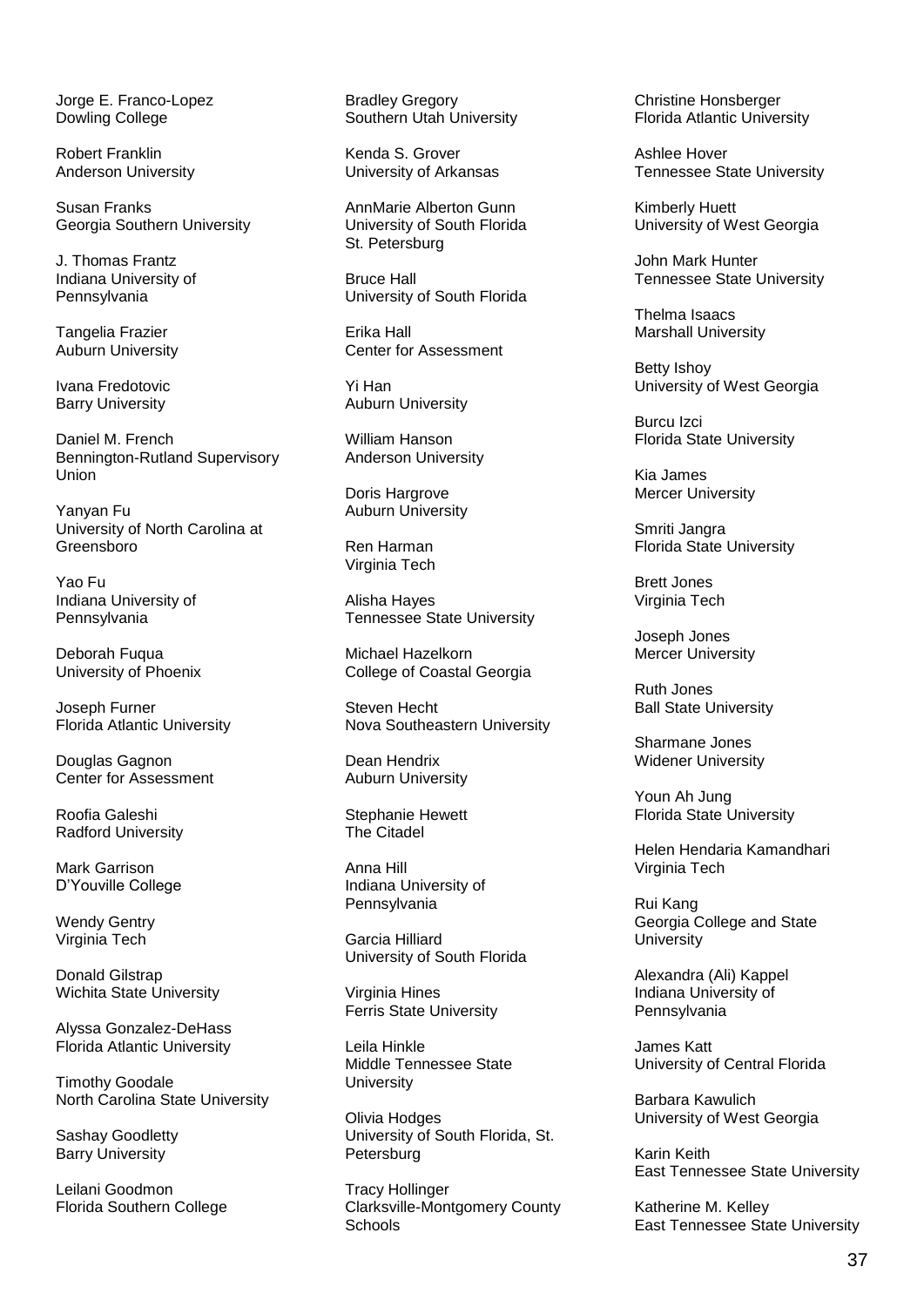Jorge E. Franco-Lopez
Dowling College

Robert Franklin
Anderson University

Susan Franks
Georgia Southern University

J. Thomas Frantz
Indiana University of Pennsylvania

Tangelia Frazier
Auburn University

Ivana Fredotovic
Barry University

Daniel M. French
Bennington-Rutland Supervisory Union

Yanyan Fu
University of North Carolina at Greensboro

Yao Fu
Indiana University of Pennsylvania

Deborah Fuqua
University of Phoenix

Joseph Furner
Florida Atlantic University

Douglas Gagnon
Center for Assessment

Roofia Galeshi
Radford University

Mark Garrison
D'Youville College

Wendy Gentry
Virginia Tech

Donald Gilstrap
Wichita State University

Alyssa Gonzalez-DeHass
Florida Atlantic University

Timothy Goodale
North Carolina State University

Sashay Goodletty
Barry University

Leilani Goodmon
Florida Southern College

Bradley Gregory
Southern Utah University

Kenda S. Grover
University of Arkansas

AnnMarie Alberton Gunn
University of South Florida St. Petersburg

Bruce Hall
University of South Florida

Erika Hall
Center for Assessment

Yi Han
Auburn University

William Hanson
Anderson University

Doris Hargrove
Auburn University

Ren Harman
Virginia Tech

Alisha Hayes
Tennessee State University

Michael Hazelkorn
College of Coastal Georgia

Steven Hecht
Nova Southeastern University

Dean Hendrix
Auburn University

Stephanie Hewett
The Citadel

Anna Hill
Indiana University of Pennsylvania

Garcia Hilliard
University of South Florida

Virginia Hines
Ferris State University

Leila Hinkle
Middle Tennessee State University

Olivia Hodges
University of South Florida, St. Petersburg

Tracy Hollinger
Clarksville-Montgomery County Schools

Christine Honsberger
Florida Atlantic University

Ashlee Hover
Tennessee State University

Kimberly Huett
University of West Georgia

John Mark Hunter
Tennessee State University

Thelma Isaacs
Marshall University

Betty Ishoy
University of West Georgia

Burcu Izci
Florida State University

Kia James
Mercer University

Smriti Jangra
Florida State University

Brett Jones
Virginia Tech

Joseph Jones
Mercer University

Ruth Jones
Ball State University

Sharmane Jones
Widener University

Youn Ah Jung
Florida State University

Helen Hendaria Kamandhari
Virginia Tech

Rui Kang
Georgia College and State University

Alexandra (Ali) Kappel
Indiana University of Pennsylvania

James Katt
University of Central Florida

Barbara Kawulich
University of West Georgia

Karin Keith
East Tennessee State University

Katherine M. Kelley
East Tennessee State University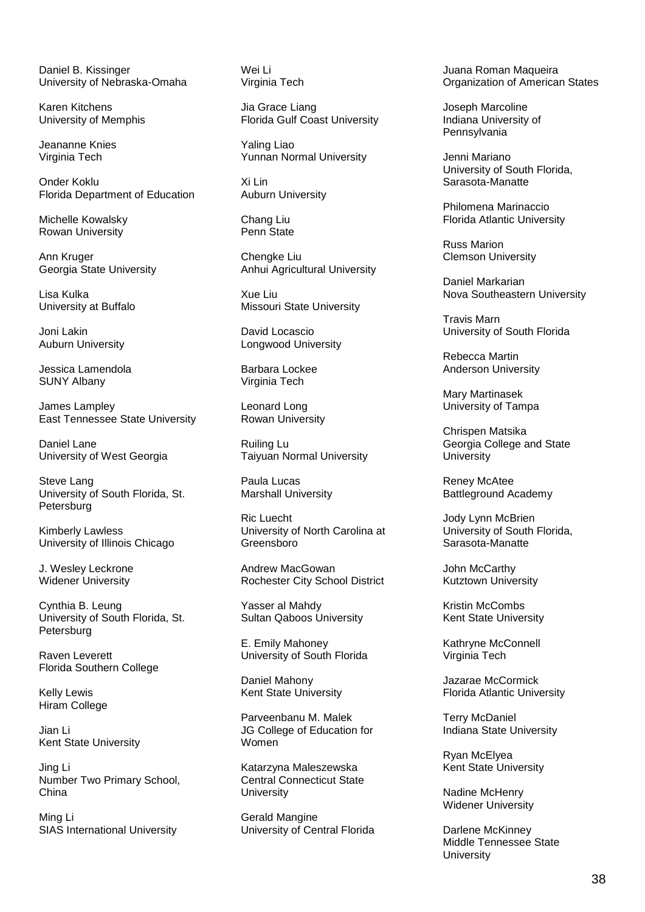Daniel B. Kissinger
University of Nebraska-Omaha

Karen Kitchens
University of Memphis

Jeananne Knies
Virginia Tech

Onder Koklu
Florida Department of Education

Michelle Kowalsky
Rowan University

Ann Kruger
Georgia State University

Lisa Kulka
University at Buffalo

Joni Lakin
Auburn University

Jessica Lamendola
SUNY Albany

James Lampley
East Tennessee State University

Daniel Lane
University of West Georgia

Steve Lang
University of South Florida, St. Petersburg

Kimberly Lawless
University of Illinois Chicago

J. Wesley Leckrone
Widener University

Cynthia B. Leung
University of South Florida, St. Petersburg

Raven Leverett
Florida Southern College

Kelly Lewis
Hiram College

Jian Li
Kent State University

Jing Li
Number Two Primary School, China

Ming Li
SIAS International University

Wei Li
Virginia Tech

Jia Grace Liang
Florida Gulf Coast University

Yaling Liao
Yunnan Normal University

Xi Lin
Auburn University

Chang Liu
Penn State

Chengke Liu
Anhui Agricultural University

Xue Liu
Missouri State University

David Locascio
Longwood University

Barbara Lockee
Virginia Tech

Leonard Long
Rowan University

Ruiling Lu
Taiyuan Normal University

Paula Lucas
Marshall University

Ric Luecht
University of North Carolina at Greensboro

Andrew MacGowan
Rochester City School District

Yasser al Mahdy
Sultan Qaboos University

E. Emily Mahoney
University of South Florida

Daniel Mahony
Kent State University

Parveenbanu M. Malek
JG College of Education for Women

Katarzyna Maleszewska
Central Connecticut State University

Gerald Mangine
University of Central Florida

Juana Roman Maqueira
Organization of American States

Joseph Marcoline
Indiana University of Pennsylvania

Jenni Mariano
University of South Florida, Sarasota-Manatte

Philomena Marinaccio
Florida Atlantic University

Russ Marion
Clemson University

Daniel Markarian
Nova Southeastern University

Travis Marn
University of South Florida

Rebecca Martin
Anderson University

Mary Martinasek
University of Tampa

Chrispen Matsika
Georgia College and State University

Reney McAtee
Battleground Academy

Jody Lynn McBrien
University of South Florida, Sarasota-Manatte

John McCarthy
Kutztown University

Kristin McCombs
Kent State University

Kathryne McConnell
Virginia Tech

Jazarae McCormick
Florida Atlantic University

Terry McDaniel
Indiana State University

Ryan McElyea
Kent State University

Nadine McHenry
Widener University

Darlene McKinney
Middle Tennessee State University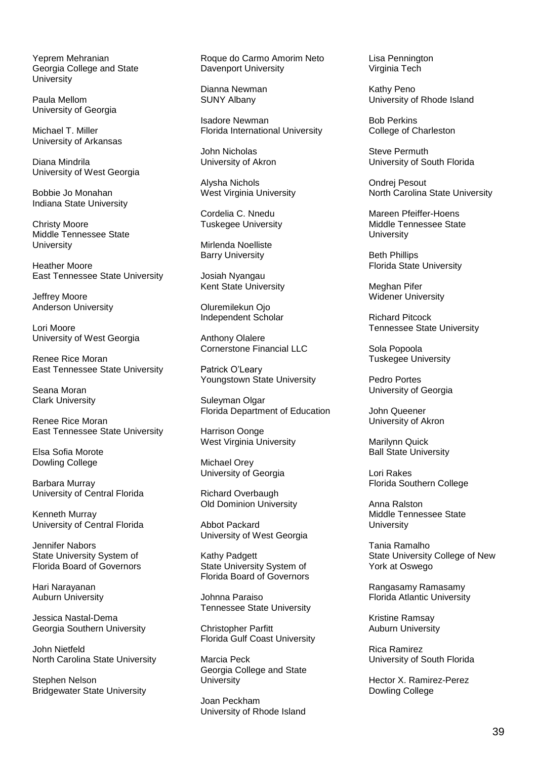Yeprem Mehranian
Georgia College and State University

Paula Mellom
University of Georgia

Michael T. Miller
University of Arkansas

Diana Mindrila
University of West Georgia

Bobbie Jo Monahan
Indiana State University

Christy Moore
Middle Tennessee State University

Heather Moore
East Tennessee State University

Jeffrey Moore
Anderson University

Lori Moore
University of West Georgia

Renee Rice Moran
East Tennessee State University

Seana Moran
Clark University

Renee Rice Moran
East Tennessee State University

Elsa Sofia Morote
Dowling College

Barbara Murray
University of Central Florida

Kenneth Murray
University of Central Florida

Jennifer Nabors
State University System of Florida Board of Governors

Hari Narayanan
Auburn University

Jessica Nastal-Dema
Georgia Southern University

John Nietfeld
North Carolina State University

Stephen Nelson
Bridgewater State University

Roque do Carmo Amorim Neto
Davenport University

Dianna Newman
SUNY Albany

Isadore Newman
Florida International University

John Nicholas
University of Akron

Alysha Nichols
West Virginia University

Cordelia C. Nnedu
Tuskegee University

Mirlenda Noelliste
Barry University

Josiah Nyangau
Kent State University

Oluremilekun Ojo
Independent Scholar

Anthony Olalere
Cornerstone Financial LLC

Patrick O'Leary
Youngstown State University

Suleyman Olgar
Florida Department of Education

Harrison Oonge
West Virginia University

Michael Orey
University of Georgia

Richard Overbaugh
Old Dominion University

Abbot Packard
University of West Georgia

Kathy Padgett
State University System of Florida Board of Governors

Johnna Paraiso
Tennessee State University

Christopher Parfitt
Florida Gulf Coast University

Marcia Peck
Georgia College and State University

Joan Peckham
University of Rhode Island

Lisa Pennington
Virginia Tech

Kathy Peno
University of Rhode Island

Bob Perkins
College of Charleston

Steve Permuth
University of South Florida

Ondrej Pesout
North Carolina State University

Mareen Pfeiffer-Hoens
Middle Tennessee State University

Beth Phillips
Florida State University

Meghan Pifer
Widener University

Richard Pitcock
Tennessee State University

Sola Popoola
Tuskegee University

Pedro Portes
University of Georgia

John Queener
University of Akron

Marilynn Quick
Ball State University

Lori Rakes
Florida Southern College

Anna Ralston
Middle Tennessee State University

Tania Ramalho
State University College of New York at Oswego

Rangasamy Ramasamy
Florida Atlantic University

Kristine Ramsay
Auburn University

Rica Ramirez
University of South Florida

Hector X. Ramirez-Perez
Dowling College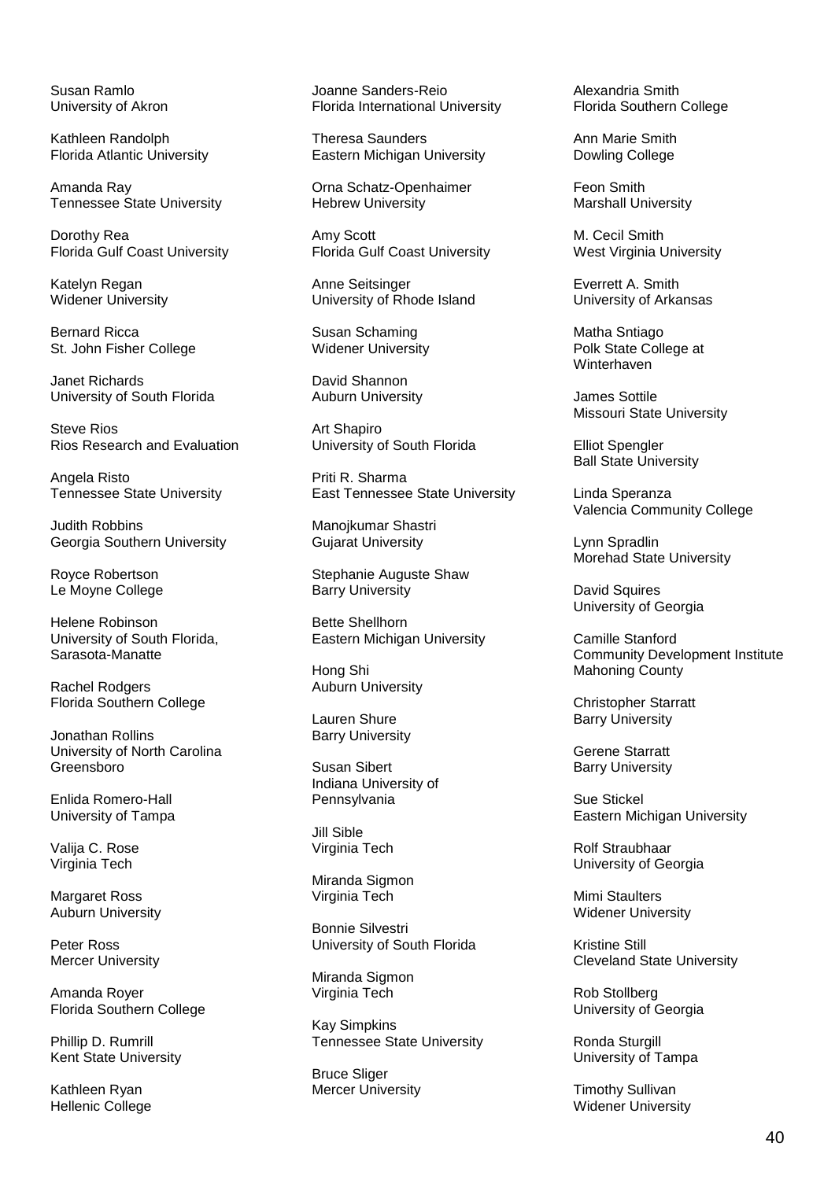Susan Ramlo
University of Akron

Kathleen Randolph
Florida Atlantic University

Amanda Ray
Tennessee State University

Dorothy Rea
Florida Gulf Coast University

Katelyn Regan
Widener University

Bernard Ricca
St. John Fisher College

Janet Richards
University of South Florida

Steve Rios
Rios Research and Evaluation

Angela Risto
Tennessee State University

Judith Robbins
Georgia Southern University

Royce Robertson
Le Moyne College

Helene Robinson
University of South Florida, Sarasota-Manatte

Rachel Rodgers
Florida Southern College

Jonathan Rollins
University of North Carolina Greensboro

Enlida Romero-Hall
University of Tampa

Valija C. Rose
Virginia Tech

Margaret Ross
Auburn University

Peter Ross
Mercer University

Amanda Royer
Florida Southern College

Phillip D. Rumrill
Kent State University

Kathleen Ryan
Hellenic College

Joanne Sanders-Reio
Florida International University

Theresa Saunders
Eastern Michigan University

Orna Schatz-Openhaimer
Hebrew University

Amy Scott
Florida Gulf Coast University

Anne Seitsinger
University of Rhode Island

Susan Schaming
Widener University

David Shannon
Auburn University

Art Shapiro
University of South Florida

Priti R. Sharma
East Tennessee State University

Manojkumar Shastri
Gujarat University

Stephanie Auguste Shaw
Barry University

Bette Shellhorn
Eastern Michigan University

Hong Shi
Auburn University

Lauren Shure
Barry University

Susan Sibert
Indiana University of Pennsylvania

Jill Sible
Virginia Tech

Miranda Sigmon
Virginia Tech

Bonnie Silvestri
University of South Florida

Miranda Sigmon
Virginia Tech

Kay Simpkins
Tennessee State University

Bruce Sliger
Mercer University

Alexandria Smith
Florida Southern College

Ann Marie Smith
Dowling College

Feon Smith
Marshall University

M. Cecil Smith
West Virginia University

Everrett A. Smith
University of Arkansas

Matha Sntiago
Polk State College at Winterhaven

James Sottile
Missouri State University

Elliot Spengler
Ball State University

Linda Speranza
Valencia Community College

Lynn Spradlin
Morehad State University

David Squires
University of Georgia

Camille Stanford
Community Development Institute Mahoning County

Christopher Starratt
Barry University

Gerene Starratt
Barry University

Sue Stickel
Eastern Michigan University

Rolf Straubhaar
University of Georgia

Mimi Staulters
Widener University

Kristine Still
Cleveland State University

Rob Stollberg
University of Georgia

Ronda Sturgill
University of Tampa

Timothy Sullivan
Widener University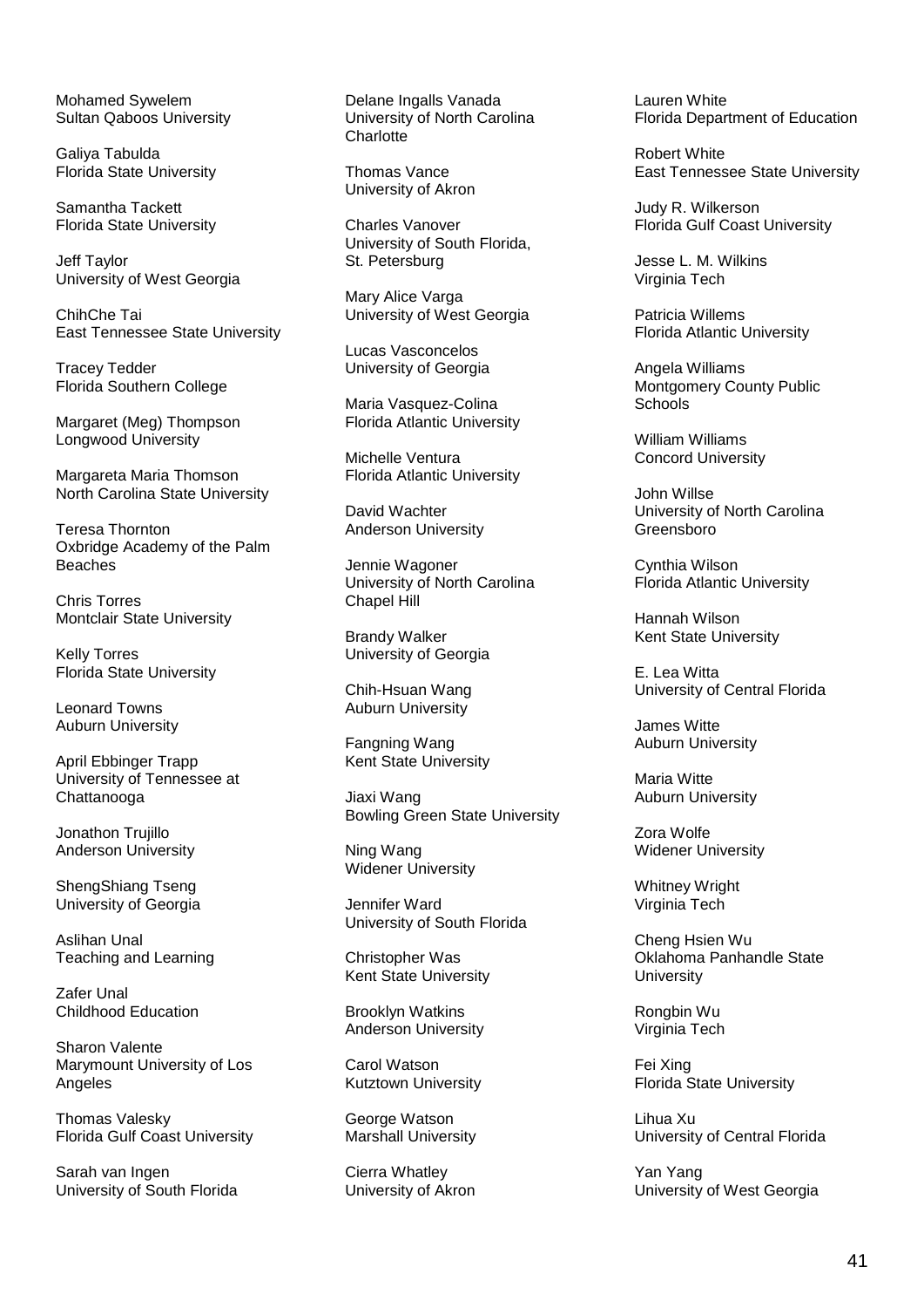Mohamed Sywelem
Sultan Qaboos University

Galiya Tabulda
Florida State University

Samantha Tackett
Florida State University

Jeff Taylor
University of West Georgia

ChihChe Tai
East Tennessee State University

Tracey Tedder
Florida Southern College

Margaret (Meg) Thompson
Longwood University

Margareta Maria Thomson
North Carolina State University

Teresa Thornton
Oxbridge Academy of the Palm Beaches

Chris Torres
Montclair State University

Kelly Torres
Florida State University

Leonard Towns
Auburn University

April Ebbinger Trapp
University of Tennessee at Chattanooga

Jonathon Trujillo
Anderson University

ShengShiang Tseng
University of Georgia

Aslihan Unal
Teaching and Learning

Zafer Unal
Childhood Education

Sharon Valente
Marymount University of Los Angeles

Thomas Valesky
Florida Gulf Coast University

Sarah van Ingen
University of South Florida

Delane Ingalls Vanada
University of North Carolina Charlotte

Thomas Vance
University of Akron

Charles Vanover
University of South Florida, St. Petersburg

Mary Alice Varga
University of West Georgia

Lucas Vasconcelos
University of Georgia

Maria Vasquez-Colina
Florida Atlantic University

Michelle Ventura
Florida Atlantic University

David Wachter
Anderson University

Jennie Wagoner
University of North Carolina Chapel Hill

Brandy Walker
University of Georgia

Chih-Hsuan Wang
Auburn University

Fangning Wang
Kent State University

Jiaxi Wang
Bowling Green State University

Ning Wang
Widener University

Jennifer Ward
University of South Florida

Christopher Was
Kent State University

Brooklyn Watkins
Anderson University

Carol Watson
Kutztown University

George Watson
Marshall University

Cierra Whatley
University of Akron

Lauren White
Florida Department of Education

Robert White
East Tennessee State University

Judy R. Wilkerson
Florida Gulf Coast University

Jesse L. M. Wilkins
Virginia Tech

Patricia Willems
Florida Atlantic University

Angela Williams
Montgomery County Public Schools

William Williams
Concord University

John Willse
University of North Carolina Greensboro

Cynthia Wilson
Florida Atlantic University

Hannah Wilson
Kent State University

E. Lea Witta
University of Central Florida

James Witte
Auburn University

Maria Witte
Auburn University

Zora Wolfe
Widener University

Whitney Wright
Virginia Tech

Cheng Hsien Wu
Oklahoma Panhandle State University

Rongbin Wu
Virginia Tech

Fei Xing
Florida State University

Lihua Xu
University of Central Florida

Yan Yang
University of West Georgia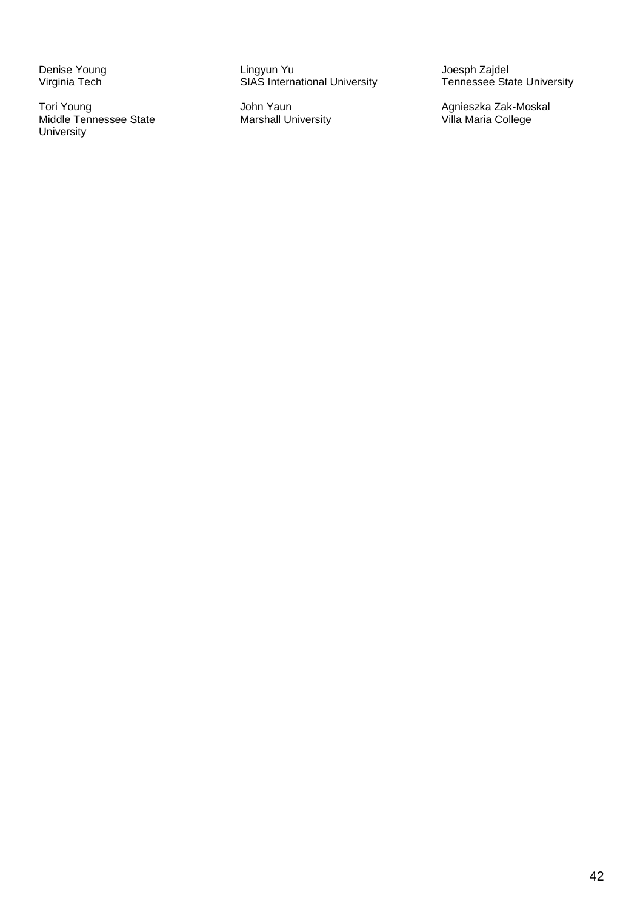Denise Young
Virginia Tech

Tori Young
Middle Tennessee State University

Lingyun Yu
SIAS International University

John Yaun
Marshall University

Joesph Zajdel
Tennessee State University

Agnieszka Zak-Moskal
Villa Maria College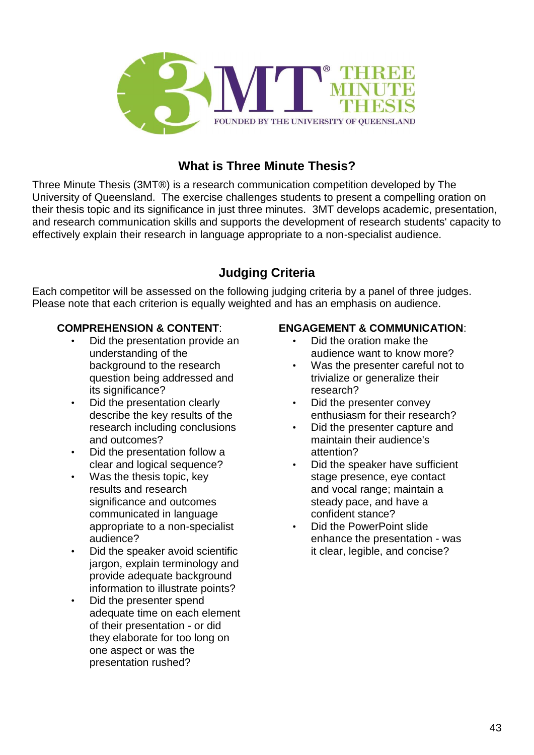## What is Three Minute Thesis?

Three Minute Thesis (3MT®) is a research communication competition developed by The University of Queensland. The exercise challenges students to present a compelling oration on their thesis topic and its significance in just three minutes. 3MT develops academic, presentation, and research communication skills and supports the development of research students' capacity to effectively explain their research in language appropriate to a non-specialist audience.

## Judging Criteria

Each competitor will be assessed on the following judging criteria by a panel of three judges. Please note that each criterion is equally weighted and has an emphasis on audience.

**COMPREHENSION & CONTENT**:

- Did the presentation provide an understanding of the background to the research question being addressed and its significance?
- Did the presentation clearly describe the key results of the research including conclusions and outcomes?
- Did the presentation follow a clear and logical sequence?
- Was the thesis topic, key results and research significance and outcomes communicated in language appropriate to a non-specialist audience?
- Did the speaker avoid scientific jargon, explain terminology and provide adequate background information to illustrate points?
- Did the presenter spend adequate time on each element of their presentation - or did they elaborate for too long on one aspect or was the presentation rushed?

**ENGAGEMENT & COMMUNICATION**:

- Did the oration make the audience want to know more?
- Was the presenter careful not to trivialize or generalize their research?
- Did the presenter convey enthusiasm for their research?
- Did the presenter capture and maintain their audience's attention?
- Did the speaker have sufficient stage presence, eye contact and vocal range; maintain a steady pace, and have a confident stance?
- Did the PowerPoint slide enhance the presentation - was it clear, legible, and concise?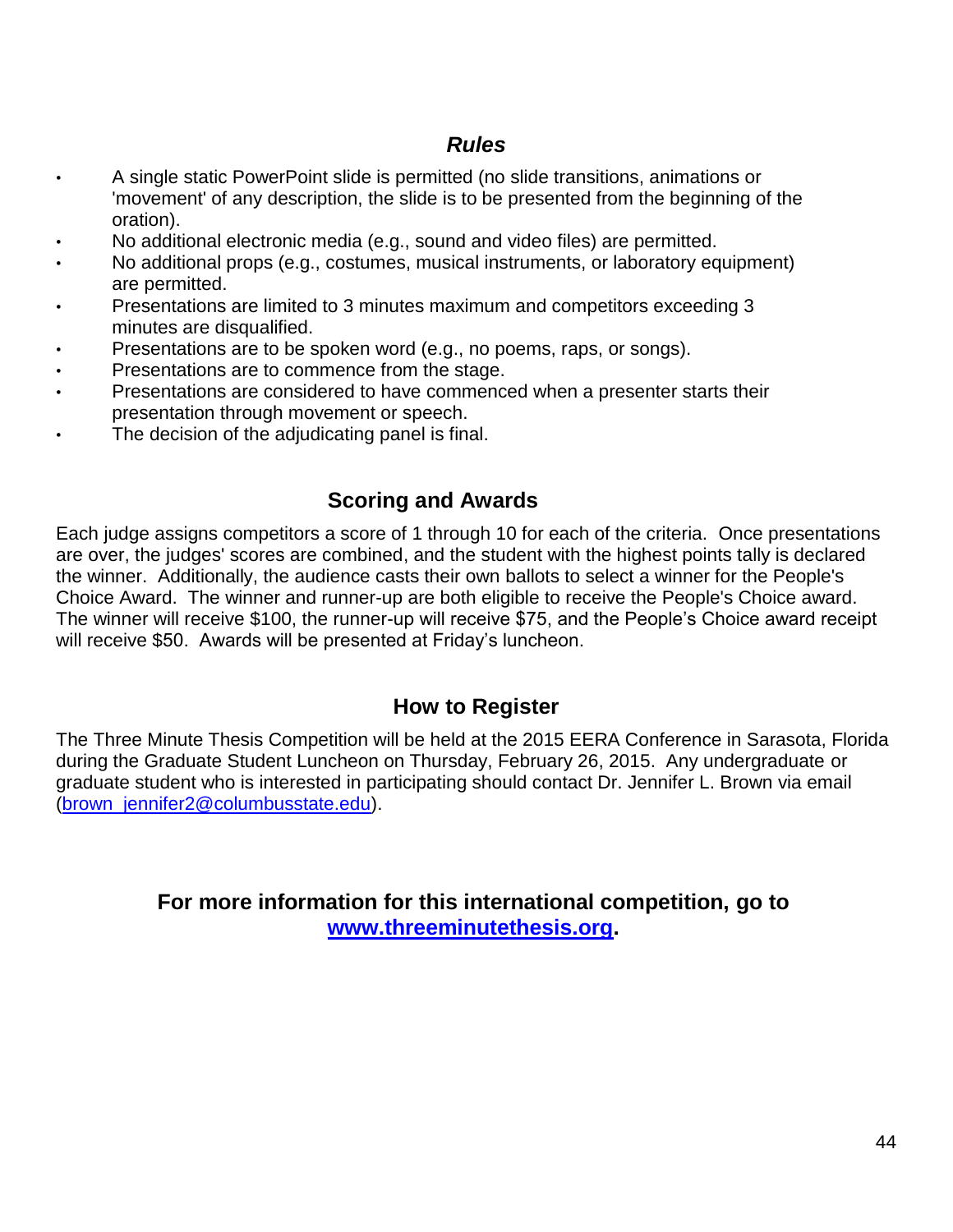### *Rules*

- A single static PowerPoint slide is permitted (no slide transitions, animations or 'movement' of any description, the slide is to be presented from the beginning of the oration).
- No additional electronic media (e.g., sound and video files) are permitted.
- No additional props (e.g., costumes, musical instruments, or laboratory equipment) are permitted.
- Presentations are limited to 3 minutes maximum and competitors exceeding 3 minutes are disqualified.
- Presentations are to be spoken word (e.g., no poems, raps, or songs).
- Presentations are to commence from the stage.
- Presentations are considered to have commenced when a presenter starts their presentation through movement or speech.
- The decision of the adjudicating panel is final.

### Scoring and Awards

Each judge assigns competitors a score of 1 through 10 for each of the criteria. Once presentations are over, the judges' scores are combined, and the student with the highest points tally is declared the winner. Additionally, the audience casts their own ballots to select a winner for the People's Choice Award. The winner and runner-up are both eligible to receive the People's Choice award. The winner will receive $100, the runner-up will receive $75, and the People's Choice award receipt will receive $50. Awards will be presented at Friday's luncheon.

### How to Register

The Three Minute Thesis Competition will be held at the 2015 EERA Conference in Sarasota, Florida during the Graduate Student Luncheon on Thursday, February 26, 2015. Any undergraduate or graduate student who is interested in participating should contact Dr. Jennifer L. Brown via email (brown_jennifer2@columbusstate.edu).

**For more information for this international competition, go to [www.threeminutethesis.org](http://www.threeminutethesis.org).**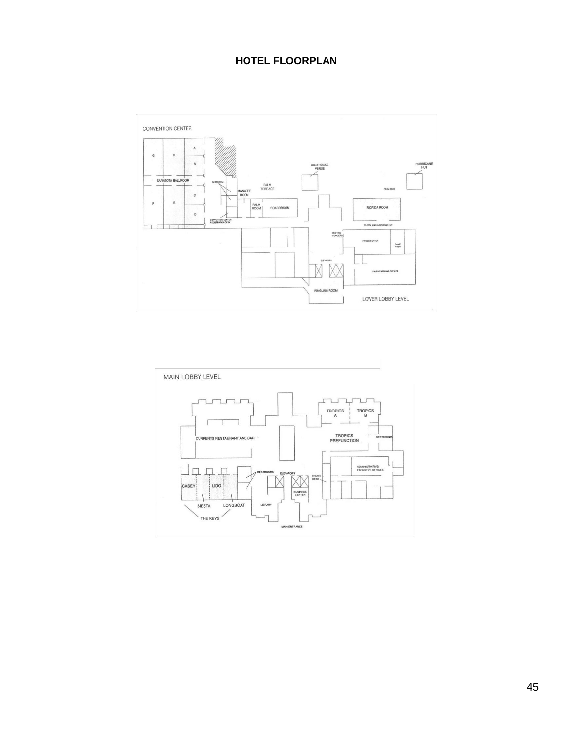# HOTEL FLOORPLAN

CONVENTION CENTER

G
H
A
B
SARASOTA BALLROOM
RESTROOM
C
F
E
D
CONVENTION CENTER REGISTRATION DESK
MANATEE ROOM
PALM TERRACE
PALM ROOM
BOARDROOM
BOATHOUSE VENUE
HURRICANE HUT
POOL DECK
FLORIDA ROOM
TO POOL AND HURRICANE HUT
MEETING CONCIERGE
FITNESS CENTER
GAME ROOM
ELEVATORS
SALES/CATERING OFFICES
RINGLING ROOM
LOWER LOBBY LEVEL

MAIN LOBBY LEVEL

TROPICS A
TROPICS B
CURRENTS RESTAURANT AND BAR
TROPICS PREFUNCTION
RESTROOMS
ADMINISTRATIVE/ EXECUTIVE OFFICES
RESTROOMS
ELEVATORS
FRONT DESK
CASEY
LIDO
BUSINESS CENTER
SIESTA
LONGBOAT
LIBRARY
THE KEYS
MAIN ENTRANCE